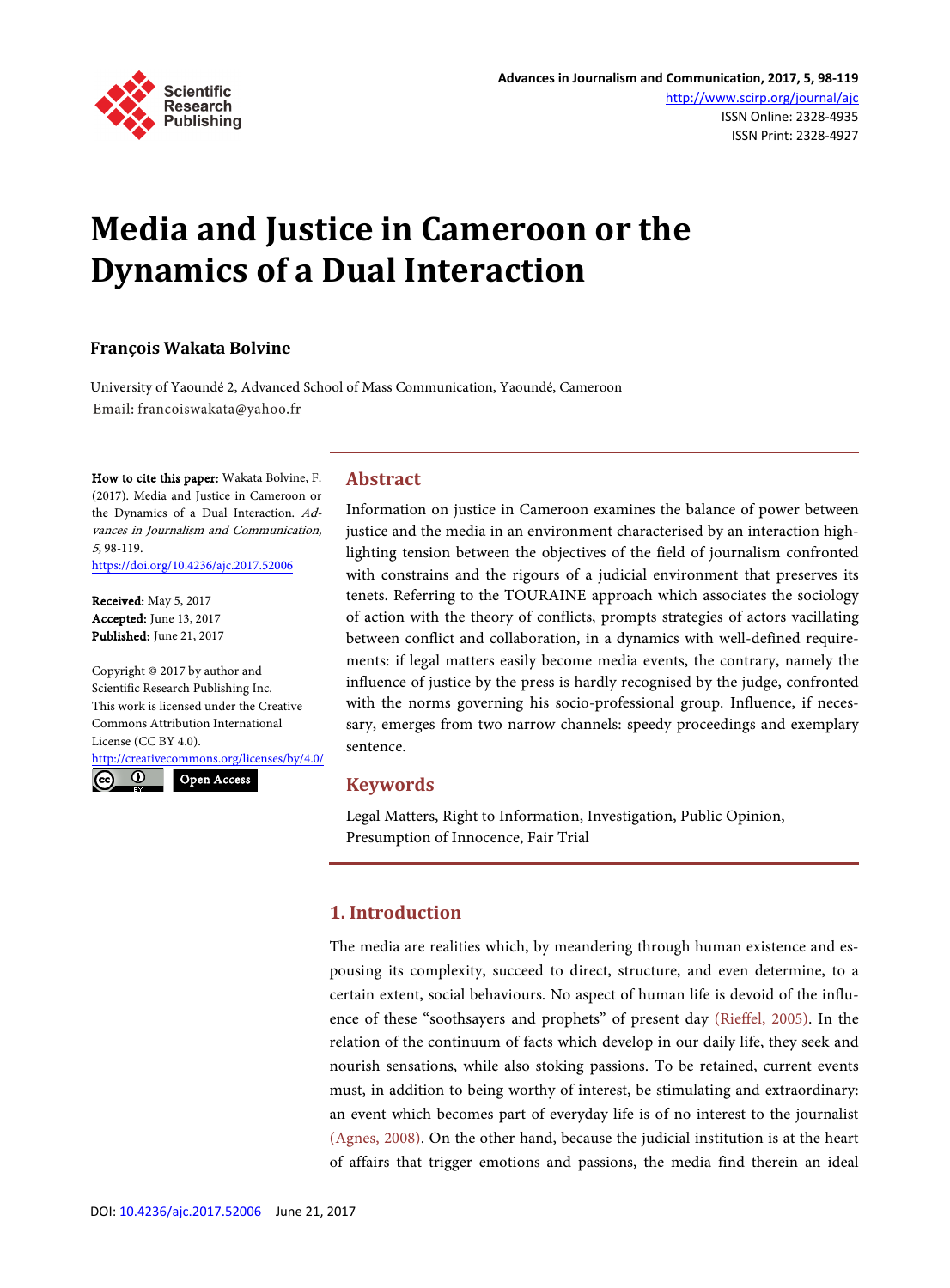# Media and Justice in Cameroon or the Dynamics of a Dual Interaction

**François Wakata Bolvine**

University of Yaoundé 2, Advanced School of Mass Communication, Yaoundé, Cameroon
Email: francoiswakata@yahoo.fr

**How to cite this paper:** Wakata Bolvine, F. (2017). Media and Justice in Cameroon or the Dynamics of a Dual Interaction. *Advances in Journalism and Communication, 5,* 98-119.
https://doi.org/10.4236/ajc.2017.52006

**Received:** May 5, 2017
**Accepted:** June 13, 2017
**Published:** June 21, 2017

Copyright © 2017 by author and Scientific Research Publishing Inc.
This work is licensed under the Creative Commons Attribution International License (CC BY 4.0).
http://creativecommons.org/licenses/by/4.0/

Open Access

## Abstract

Information on justice in Cameroon examines the balance of power between justice and the media in an environment characterised by an interaction highlighting tension between the objectives of the field of journalism confronted with constrains and the rigours of a judicial environment that preserves its tenets. Referring to the TOURAINE approach which associates the sociology of action with the theory of conflicts, prompts strategies of actors vacillating between conflict and collaboration, in a dynamics with well-defined requirements: if legal matters easily become media events, the contrary, namely the influence of justice by the press is hardly recognised by the judge, confronted with the norms governing his socio-professional group. Influence, if necessary, emerges from two narrow channels: speedy proceedings and exemplary sentence.

## Keywords

Legal Matters, Right to Information, Investigation, Public Opinion, Presumption of Innocence, Fair Trial

## 1. Introduction

The media are realities which, by meandering through human existence and espousing its complexity, succeed to direct, structure, and even determine, to a certain extent, social behaviours. No aspect of human life is devoid of the influence of these "soothsayers and prophets" of present day (Rieffel, 2005). In the relation of the continuum of facts which develop in our daily life, they seek and nourish sensations, while also stoking passions. To be retained, current events must, in addition to being worthy of interest, be stimulating and extraordinary: an event which becomes part of everyday life is of no interest to the journalist (Agnes, 2008). On the other hand, because the judicial institution is at the heart of affairs that trigger emotions and passions, the media find therein an ideal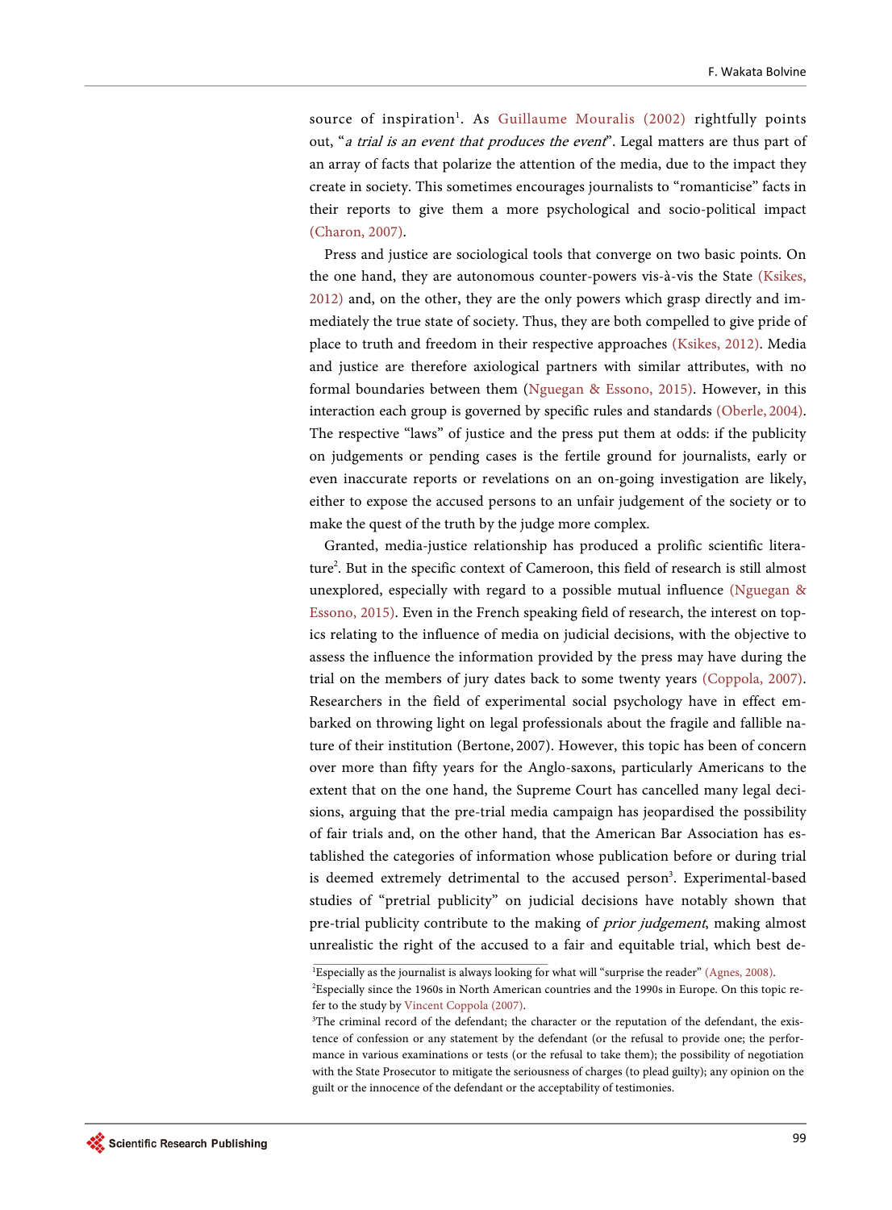source of inspiration[1]. As Guillaume Mouralis (2002) rightfully points out, "*a trial is an event that produces the event*". Legal matters are thus part of an array of facts that polarize the attention of the media, due to the impact they create in society. This sometimes encourages journalists to "romanticise" facts in their reports to give them a more psychological and socio-political impact (Charon, 2007).

Press and justice are sociological tools that converge on two basic points. On the one hand, they are autonomous counter-powers vis-à-vis the State (Ksikes, 2012) and, on the other, they are the only powers which grasp directly and immediately the true state of society. Thus, they are both compelled to give pride of place to truth and freedom in their respective approaches (Ksikes, 2012). Media and justice are therefore axiological partners with similar attributes, with no formal boundaries between them (Nguegan & Essono, 2015). However, in this interaction each group is governed by specific rules and standards (Oberle, 2004). The respective "laws" of justice and the press put them at odds: if the publicity on judgements or pending cases is the fertile ground for journalists, early or even inaccurate reports or revelations on an on-going investigation are likely, either to expose the accused persons to an unfair judgement of the society or to make the quest of the truth by the judge more complex.

Granted, media-justice relationship has produced a prolific scientific literature[2]. But in the specific context of Cameroon, this field of research is still almost unexplored, especially with regard to a possible mutual influence (Nguegan & Essono, 2015). Even in the French speaking field of research, the interest on topics relating to the influence of media on judicial decisions, with the objective to assess the influence the information provided by the press may have during the trial on the members of jury dates back to some twenty years (Coppola, 2007). Researchers in the field of experimental social psychology have in effect embarked on throwing light on legal professionals about the fragile and fallible nature of their institution (Bertone, 2007). However, this topic has been of concern over more than fifty years for the Anglo-saxons, particularly Americans to the extent that on the one hand, the Supreme Court has cancelled many legal decisions, arguing that the pre-trial media campaign has jeopardised the possibility of fair trials and, on the other hand, that the American Bar Association has established the categories of information whose publication before or during trial is deemed extremely detrimental to the accused person[3]. Experimental-based studies of "pretrial publicity" on judicial decisions have notably shown that pre-trial publicity contribute to the making of *prior judgement*, making almost unrealistic the right of the accused to a fair and equitable trial, which best de-

---

[1]Especially as the journalist is always looking for what will "surprise the reader" (Agnes, 2008).

[2]Especially since the 1960s in North American countries and the 1990s in Europe. On this topic refer to the study by Vincent Coppola (2007).

[3]The criminal record of the defendant; the character or the reputation of the defendant, the existence of confession or any statement by the defendant (or the refusal to provide one; the performance in various examinations or tests (or the refusal to take them); the possibility of negotiation with the State Prosecutor to mitigate the seriousness of charges (to plead guilty); any opinion on the guilt or the innocence of the defendant or the acceptability of testimonies.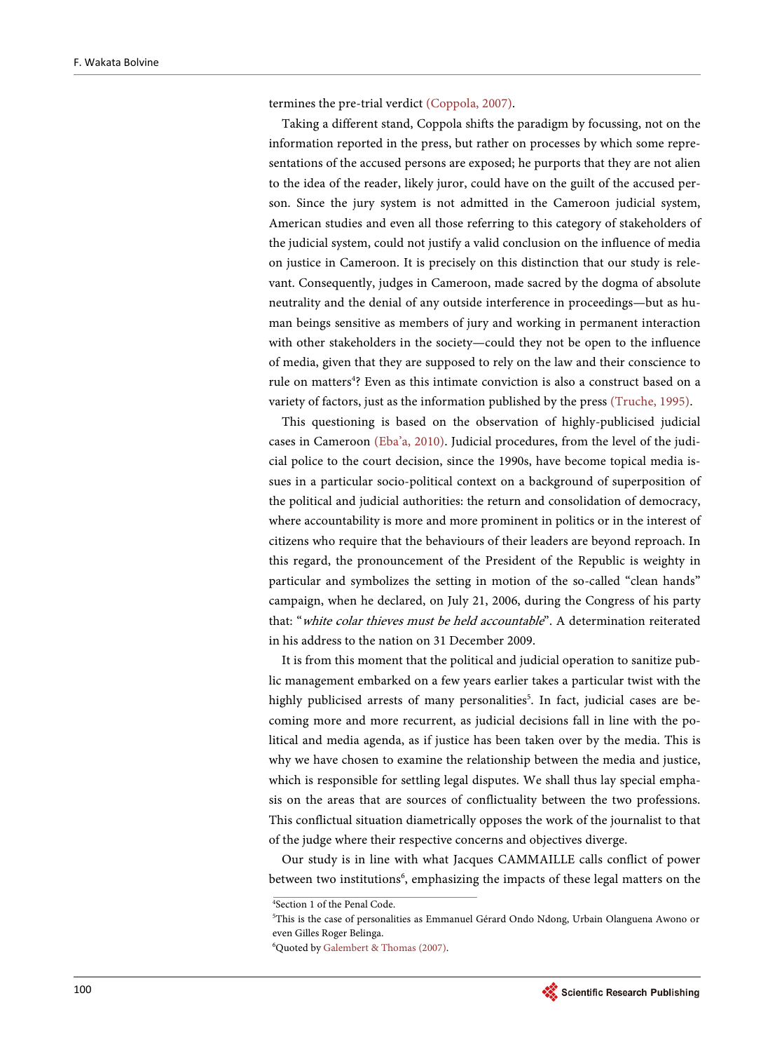termines the pre-trial verdict (Coppola, 2007).

Taking a different stand, Coppola shifts the paradigm by focussing, not on the information reported in the press, but rather on processes by which some representations of the accused persons are exposed; he purports that they are not alien to the idea of the reader, likely juror, could have on the guilt of the accused person. Since the jury system is not admitted in the Cameroon judicial system, American studies and even all those referring to this category of stakeholders of the judicial system, could not justify a valid conclusion on the influence of media on justice in Cameroon. It is precisely on this distinction that our study is relevant. Consequently, judges in Cameroon, made sacred by the dogma of absolute neutrality and the denial of any outside interference in proceedings—but as human beings sensitive as members of jury and working in permanent interaction with other stakeholders in the society—could they not be open to the influence of media, given that they are supposed to rely on the law and their conscience to rule on matters[4]? Even as this intimate conviction is also a construct based on a variety of factors, just as the information published by the press (Truche, 1995).

This questioning is based on the observation of highly-publicised judicial cases in Cameroon (Eba'a, 2010). Judicial procedures, from the level of the judicial police to the court decision, since the 1990s, have become topical media issues in a particular socio-political context on a background of superposition of the political and judicial authorities: the return and consolidation of democracy, where accountability is more and more prominent in politics or in the interest of citizens who require that the behaviours of their leaders are beyond reproach. In this regard, the pronouncement of the President of the Republic is weighty in particular and symbolizes the setting in motion of the so-called "clean hands" campaign, when he declared, on July 21, 2006, during the Congress of his party that: "*white colar thieves must be held accountable*". A determination reiterated in his address to the nation on 31 December 2009.

It is from this moment that the political and judicial operation to sanitize public management embarked on a few years earlier takes a particular twist with the highly publicised arrests of many personalities[5]. In fact, judicial cases are becoming more and more recurrent, as judicial decisions fall in line with the political and media agenda, as if justice has been taken over by the media. This is why we have chosen to examine the relationship between the media and justice, which is responsible for settling legal disputes. We shall thus lay special emphasis on the areas that are sources of conflictuality between the two professions. This conflictual situation diametrically opposes the work of the journalist to that of the judge where their respective concerns and objectives diverge.

Our study is in line with what Jacques CAMMAILLE calls conflict of power between two institutions[6], emphasizing the impacts of these legal matters on the

---

[4]Section 1 of the Penal Code.

[5]This is the case of personalities as Emmanuel Gérard Ondo Ndong, Urbain Olanguena Awono or even Gilles Roger Belinga.

[6]Quoted by Galembert & Thomas (2007).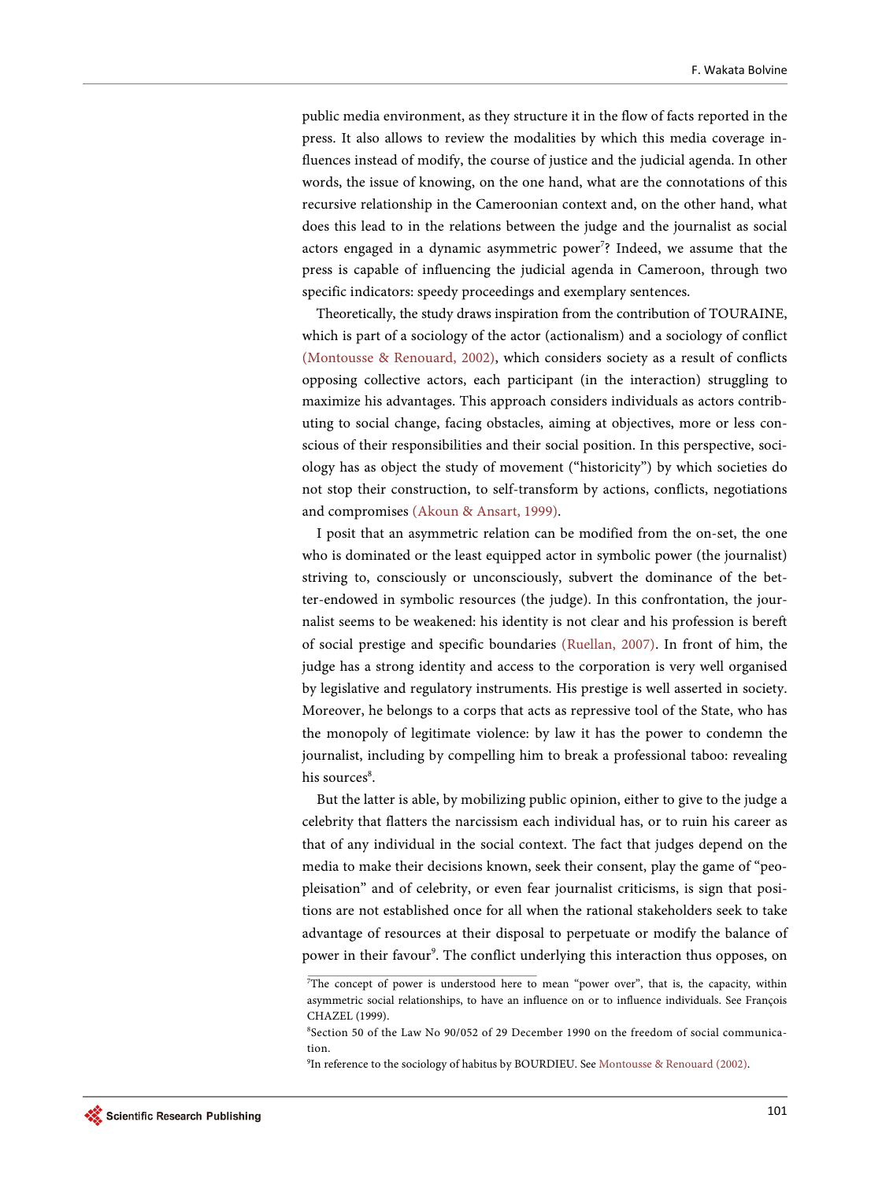public media environment, as they structure it in the flow of facts reported in the press. It also allows to review the modalities by which this media coverage influences instead of modify, the course of justice and the judicial agenda. In other words, the issue of knowing, on the one hand, what are the connotations of this recursive relationship in the Cameroonian context and, on the other hand, what does this lead to in the relations between the judge and the journalist as social actors engaged in a dynamic asymmetric power[7]? Indeed, we assume that the press is capable of influencing the judicial agenda in Cameroon, through two specific indicators: speedy proceedings and exemplary sentences.

Theoretically, the study draws inspiration from the contribution of TOURAINE, which is part of a sociology of the actor (actionalism) and a sociology of conflict (Montousse & Renouard, 2002), which considers society as a result of conflicts opposing collective actors, each participant (in the interaction) struggling to maximize his advantages. This approach considers individuals as actors contributing to social change, facing obstacles, aiming at objectives, more or less conscious of their responsibilities and their social position. In this perspective, sociology has as object the study of movement ("historicity") by which societies do not stop their construction, to self-transform by actions, conflicts, negotiations and compromises (Akoun & Ansart, 1999).

I posit that an asymmetric relation can be modified from the on-set, the one who is dominated or the least equipped actor in symbolic power (the journalist) striving to, consciously or unconsciously, subvert the dominance of the better-endowed in symbolic resources (the judge). In this confrontation, the journalist seems to be weakened: his identity is not clear and his profession is bereft of social prestige and specific boundaries (Ruellan, 2007). In front of him, the judge has a strong identity and access to the corporation is very well organised by legislative and regulatory instruments. His prestige is well asserted in society. Moreover, he belongs to a corps that acts as repressive tool of the State, who has the monopoly of legitimate violence: by law it has the power to condemn the journalist, including by compelling him to break a professional taboo: revealing his sources[8].

But the latter is able, by mobilizing public opinion, either to give to the judge a celebrity that flatters the narcissism each individual has, or to ruin his career as that of any individual in the social context. The fact that judges depend on the media to make their decisions known, seek their consent, play the game of "peopleisation" and of celebrity, or even fear journalist criticisms, is sign that positions are not established once for all when the rational stakeholders seek to take advantage of resources at their disposal to perpetuate or modify the balance of power in their favour[9]. The conflict underlying this interaction thus opposes, on

---

[7]The concept of power is understood here to mean "power over", that is, the capacity, within asymmetric social relationships, to have an influence on or to influence individuals. See François CHAZEL (1999).

[8]Section 50 of the Law No 90/052 of 29 December 1990 on the freedom of social communication.

[9]In reference to the sociology of habitus by BOURDIEU. See Montousse & Renouard (2002).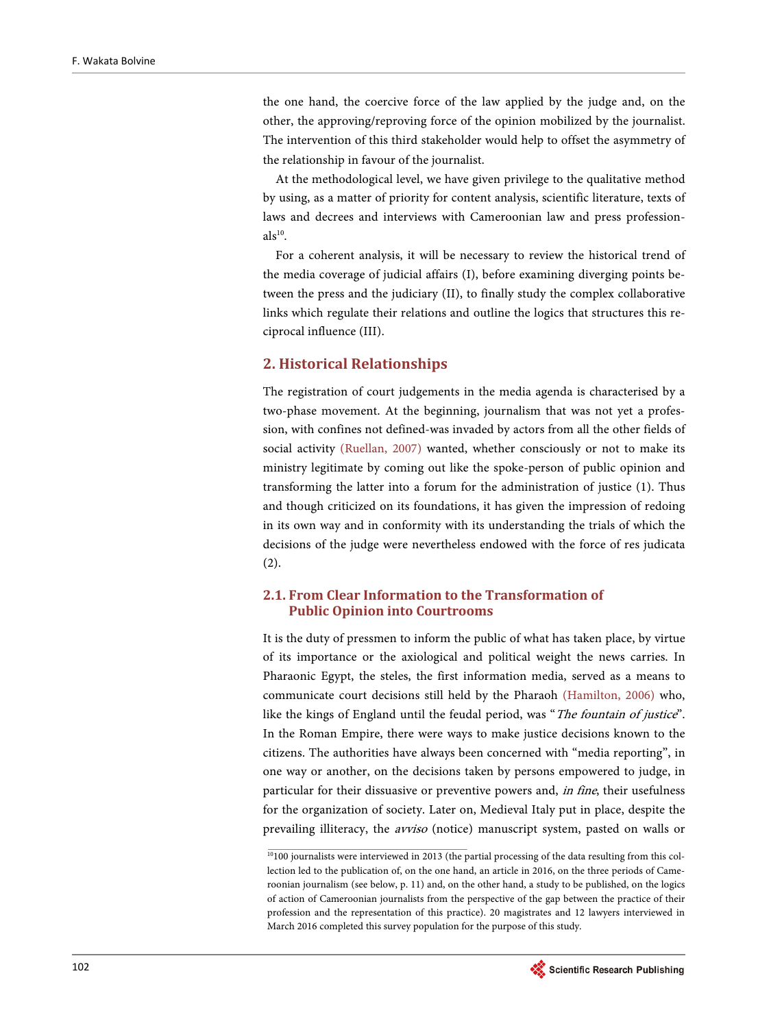the one hand, the coercive force of the law applied by the judge and, on the other, the approving/reproving force of the opinion mobilized by the journalist. The intervention of this third stakeholder would help to offset the asymmetry of the relationship in favour of the journalist.

At the methodological level, we have given privilege to the qualitative method by using, as a matter of priority for content analysis, scientific literature, texts of laws and decrees and interviews with Cameroonian law and press professionals[10].

For a coherent analysis, it will be necessary to review the historical trend of the media coverage of judicial affairs (I), before examining diverging points between the press and the judiciary (II), to finally study the complex collaborative links which regulate their relations and outline the logics that structures this reciprocal influence (III).

## 2. Historical Relationships

The registration of court judgements in the media agenda is characterised by a two-phase movement. At the beginning, journalism that was not yet a profession, with confines not defined-was invaded by actors from all the other fields of social activity (Ruellan, 2007) wanted, whether consciously or not to make its ministry legitimate by coming out like the spoke-person of public opinion and transforming the latter into a forum for the administration of justice (1). Thus and though criticized on its foundations, it has given the impression of redoing in its own way and in conformity with its understanding the trials of which the decisions of the judge were nevertheless endowed with the force of res judicata (2).

### 2.1. From Clear Information to the Transformation of Public Opinion into Courtrooms

It is the duty of pressmen to inform the public of what has taken place, by virtue of its importance or the axiological and political weight the news carries. In Pharaonic Egypt, the steles, the first information media, served as a means to communicate court decisions still held by the Pharaoh (Hamilton, 2006) who, like the kings of England until the feudal period, was "*The fountain of justice*". In the Roman Empire, there were ways to make justice decisions known to the citizens. The authorities have always been concerned with "media reporting", in one way or another, on the decisions taken by persons empowered to judge, in particular for their dissuasive or preventive powers and, *in fine*, their usefulness for the organization of society. Later on, Medieval Italy put in place, despite the prevailing illiteracy, the *avviso* (notice) manuscript system, pasted on walls or

---

[10] 100 journalists were interviewed in 2013 (the partial processing of the data resulting from this collection led to the publication of, on the one hand, an article in 2016, on the three periods of Cameroonian journalism (see below, p. 11) and, on the other hand, a study to be published, on the logics of action of Cameroonian journalists from the perspective of the gap between the practice of their profession and the representation of this practice). 20 magistrates and 12 lawyers interviewed in March 2016 completed this survey population for the purpose of this study.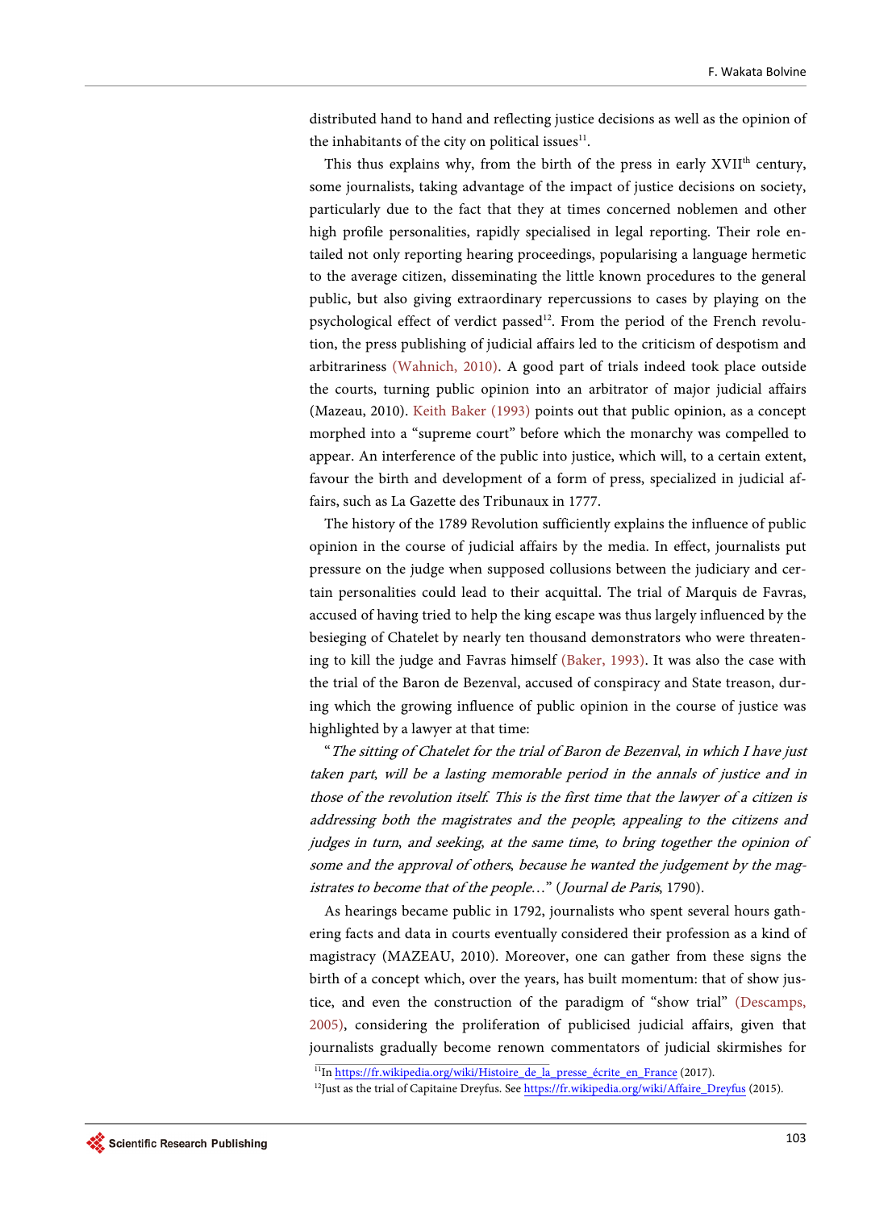distributed hand to hand and reflecting justice decisions as well as the opinion of the inhabitants of the city on political issues[11].

This thus explains why, from the birth of the press in early XVII[th] century, some journalists, taking advantage of the impact of justice decisions on society, particularly due to the fact that they at times concerned noblemen and other high profile personalities, rapidly specialised in legal reporting. Their role entailed not only reporting hearing proceedings, popularising a language hermetic to the average citizen, disseminating the little known procedures to the general public, but also giving extraordinary repercussions to cases by playing on the psychological effect of verdict passed[12]. From the period of the French revolution, the press publishing of judicial affairs led to the criticism of despotism and arbitrariness (Wahnich, 2010). A good part of trials indeed took place outside the courts, turning public opinion into an arbitrator of major judicial affairs (Mazeau, 2010). Keith Baker (1993) points out that public opinion, as a concept morphed into a "supreme court" before which the monarchy was compelled to appear. An interference of the public into justice, which will, to a certain extent, favour the birth and development of a form of press, specialized in judicial affairs, such as La Gazette des Tribunaux in 1777.

The history of the 1789 Revolution sufficiently explains the influence of public opinion in the course of judicial affairs by the media. In effect, journalists put pressure on the judge when supposed collusions between the judiciary and certain personalities could lead to their acquittal. The trial of Marquis de Favras, accused of having tried to help the king escape was thus largely influenced by the besieging of Chatelet by nearly ten thousand demonstrators who were threatening to kill the judge and Favras himself (Baker, 1993). It was also the case with the trial of the Baron de Bezenval, accused of conspiracy and State treason, during which the growing influence of public opinion in the course of justice was highlighted by a lawyer at that time:

"*The sitting of Chatelet for the trial of Baron de Bezenval, in which I have just taken part, will be a lasting memorable period in the annals of justice and in those of the revolution itself. This is the first time that the lawyer of a citizen is addressing both the magistrates and the people; appealing to the citizens and judges in turn, and seeking, at the same time, to bring together the opinion of some and the approval of others, because he wanted the judgement by the magistrates to become that of the people…*" (*Journal de Paris*, 1790).

As hearings became public in 1792, journalists who spent several hours gathering facts and data in courts eventually considered their profession as a kind of magistracy (MAZEAU, 2010). Moreover, one can gather from these signs the birth of a concept which, over the years, has built momentum: that of show justice, and even the construction of the paradigm of "show trial" (Descamps, 2005), considering the proliferation of publicised judicial affairs, given that journalists gradually become renown commentators of judicial skirmishes for

[11]In https://fr.wikipedia.org/wiki/Histoire_de_la_presse_écrite_en_France (2017).

[12]Just as the trial of Capitaine Dreyfus. See https://fr.wikipedia.org/wiki/Affaire_Dreyfus (2015).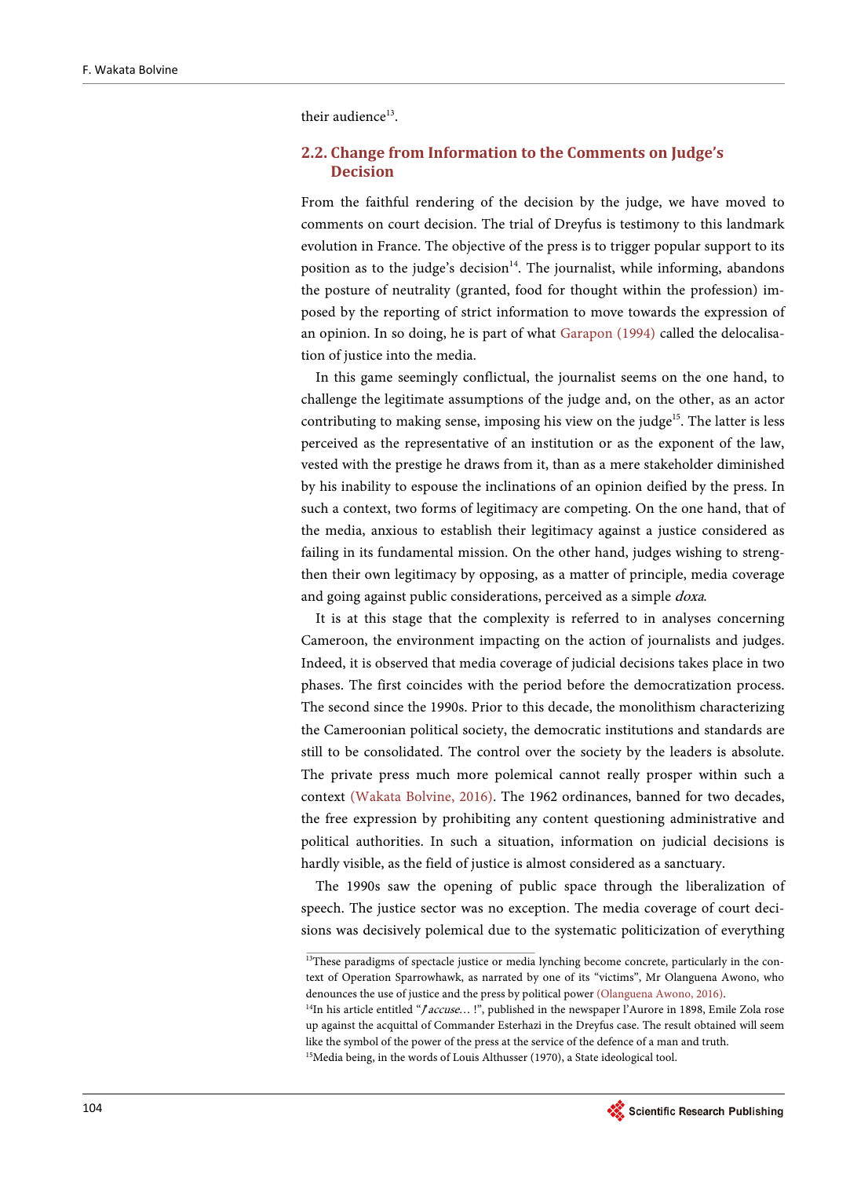their audience[13].

## 2.2. Change from Information to the Comments on Judge's Decision

From the faithful rendering of the decision by the judge, we have moved to comments on court decision. The trial of Dreyfus is testimony to this landmark evolution in France. The objective of the press is to trigger popular support to its position as to the judge's decision[14]. The journalist, while informing, abandons the posture of neutrality (granted, food for thought within the profession) imposed by the reporting of strict information to move towards the expression of an opinion. In so doing, he is part of what Garapon (1994) called the delocalisation of justice into the media.

In this game seemingly conflictual, the journalist seems on the one hand, to challenge the legitimate assumptions of the judge and, on the other, as an actor contributing to making sense, imposing his view on the judge[15]. The latter is less perceived as the representative of an institution or as the exponent of the law, vested with the prestige he draws from it, than as a mere stakeholder diminished by his inability to espouse the inclinations of an opinion deified by the press. In such a context, two forms of legitimacy are competing. On the one hand, that of the media, anxious to establish their legitimacy against a justice considered as failing in its fundamental mission. On the other hand, judges wishing to strengthen their own legitimacy by opposing, as a matter of principle, media coverage and going against public considerations, perceived as a simple *doxa*.

It is at this stage that the complexity is referred to in analyses concerning Cameroon, the environment impacting on the action of journalists and judges. Indeed, it is observed that media coverage of judicial decisions takes place in two phases. The first coincides with the period before the democratization process. The second since the 1990s. Prior to this decade, the monolithism characterizing the Cameroonian political society, the democratic institutions and standards are still to be consolidated. The control over the society by the leaders is absolute. The private press much more polemical cannot really prosper within such a context (Wakata Bolvine, 2016). The 1962 ordinances, banned for two decades, the free expression by prohibiting any content questioning administrative and political authorities. In such a situation, information on judicial decisions is hardly visible, as the field of justice is almost considered as a sanctuary.

The 1990s saw the opening of public space through the liberalization of speech. The justice sector was no exception. The media coverage of court decisions was decisively polemical due to the systematic politicization of everything

---

[13]These paradigms of spectacle justice or media lynching become concrete, particularly in the context of Operation Sparrowhawk, as narrated by one of its "victims", Mr Olanguena Awono, who denounces the use of justice and the press by political power (Olanguena Awono, 2016).

[14]In his article entitled "*J'accuse…* !", published in the newspaper l'Aurore in 1898, Emile Zola rose up against the acquittal of Commander Esterhazi in the Dreyfus case. The result obtained will seem like the symbol of the power of the press at the service of the defence of a man and truth.

[15]Media being, in the words of Louis Althusser (1970), a State ideological tool.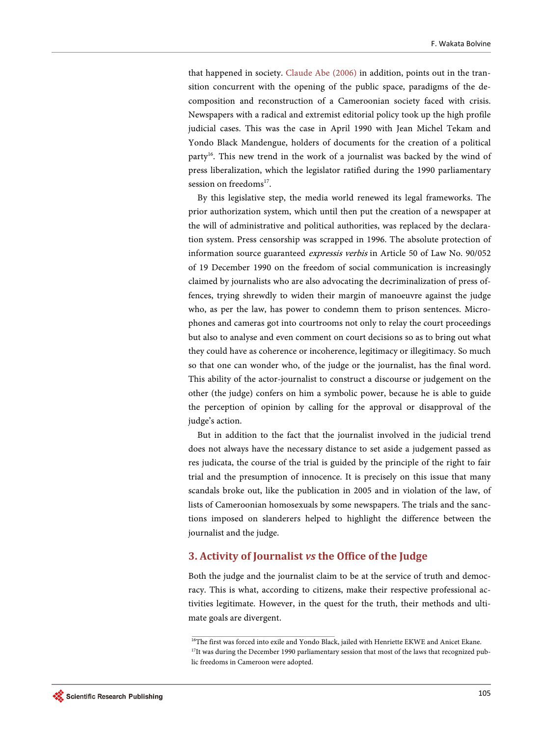that happened in society. Claude Abe (2006) in addition, points out in the transition concurrent with the opening of the public space, paradigms of the decomposition and reconstruction of a Cameroonian society faced with crisis. Newspapers with a radical and extremist editorial policy took up the high profile judicial cases. This was the case in April 1990 with Jean Michel Tekam and Yondo Black Mandengue, holders of documents for the creation of a political party[16]. This new trend in the work of a journalist was backed by the wind of press liberalization, which the legislator ratified during the 1990 parliamentary session on freedoms[17].

By this legislative step, the media world renewed its legal frameworks. The prior authorization system, which until then put the creation of a newspaper at the will of administrative and political authorities, was replaced by the declaration system. Press censorship was scrapped in 1996. The absolute protection of information source guaranteed *expressis verbis* in Article 50 of Law No. 90/052 of 19 December 1990 on the freedom of social communication is increasingly claimed by journalists who are also advocating the decriminalization of press offences, trying shrewdly to widen their margin of manoeuvre against the judge who, as per the law, has power to condemn them to prison sentences. Microphones and cameras got into courtrooms not only to relay the court proceedings but also to analyse and even comment on court decisions so as to bring out what they could have as coherence or incoherence, legitimacy or illegitimacy. So much so that one can wonder who, of the judge or the journalist, has the final word. This ability of the actor-journalist to construct a discourse or judgement on the other (the judge) confers on him a symbolic power, because he is able to guide the perception of opinion by calling for the approval or disapproval of the judge's action.

But in addition to the fact that the journalist involved in the judicial trend does not always have the necessary distance to set aside a judgement passed as res judicata, the course of the trial is guided by the principle of the right to fair trial and the presumption of innocence. It is precisely on this issue that many scandals broke out, like the publication in 2005 and in violation of the law, of lists of Cameroonian homosexuals by some newspapers. The trials and the sanctions imposed on slanderers helped to highlight the difference between the journalist and the judge.

## 3. Activity of Journalist *vs* the Office of the Judge

Both the judge and the journalist claim to be at the service of truth and democracy. This is what, according to citizens, make their respective professional activities legitimate. However, in the quest for the truth, their methods and ultimate goals are divergent.

---

[16]The first was forced into exile and Yondo Black, jailed with Henriette EKWE and Anicet Ekane.

[17]It was during the December 1990 parliamentary session that most of the laws that recognized public freedoms in Cameroon were adopted.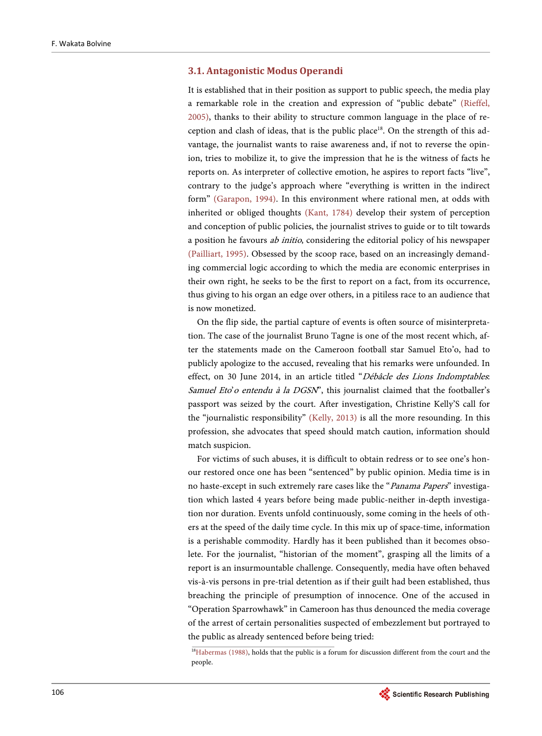### 3.1. Antagonistic Modus Operandi

It is established that in their position as support to public speech, the media play a remarkable role in the creation and expression of "public debate" (Rieffel, 2005), thanks to their ability to structure common language in the place of reception and clash of ideas, that is the public place[18]. On the strength of this advantage, the journalist wants to raise awareness and, if not to reverse the opinion, tries to mobilize it, to give the impression that he is the witness of facts he reports on. As interpreter of collective emotion, he aspires to report facts "live", contrary to the judge's approach where "everything is written in the indirect form" (Garapon, 1994). In this environment where rational men, at odds with inherited or obliged thoughts (Kant, 1784) develop their system of perception and conception of public policies, the journalist strives to guide or to tilt towards a position he favours *ab initio*, considering the editorial policy of his newspaper (Pailliart, 1995). Obsessed by the scoop race, based on an increasingly demanding commercial logic according to which the media are economic enterprises in their own right, he seeks to be the first to report on a fact, from its occurrence, thus giving to his organ an edge over others, in a pitiless race to an audience that is now monetized.

On the flip side, the partial capture of events is often source of misinterpretation. The case of the journalist Bruno Tagne is one of the most recent which, after the statements made on the Cameroon football star Samuel Eto'o, had to publicly apologize to the accused, revealing that his remarks were unfounded. In effect, on 30 June 2014, in an article titled "*Débâcle des Lions Indomptables*: *Samuel Eto'o entendu à la DGSN*", this journalist claimed that the footballer's passport was seized by the court. After investigation, Christine Kelly'S call for the "journalistic responsibility" (Kelly, 2013) is all the more resounding. In this profession, she advocates that speed should match caution, information should match suspicion.

For victims of such abuses, it is difficult to obtain redress or to see one's honour restored once one has been "sentenced" by public opinion. Media time is in no haste-except in such extremely rare cases like the "*Panama Papers*" investigation which lasted 4 years before being made public-neither in-depth investigation nor duration. Events unfold continuously, some coming in the heels of others at the speed of the daily time cycle. In this mix up of space-time, information is a perishable commodity. Hardly has it been published than it becomes obsolete. For the journalist, "historian of the moment", grasping all the limits of a report is an insurmountable challenge. Consequently, media have often behaved vis-à-vis persons in pre-trial detention as if their guilt had been established, thus breaching the principle of presumption of innocence. One of the accused in "Operation Sparrowhawk" in Cameroon has thus denounced the media coverage of the arrest of certain personalities suspected of embezzlement but portrayed to the public as already sentenced before being tried:

[18] Habermas (1988), holds that the public is a forum for discussion different from the court and the people.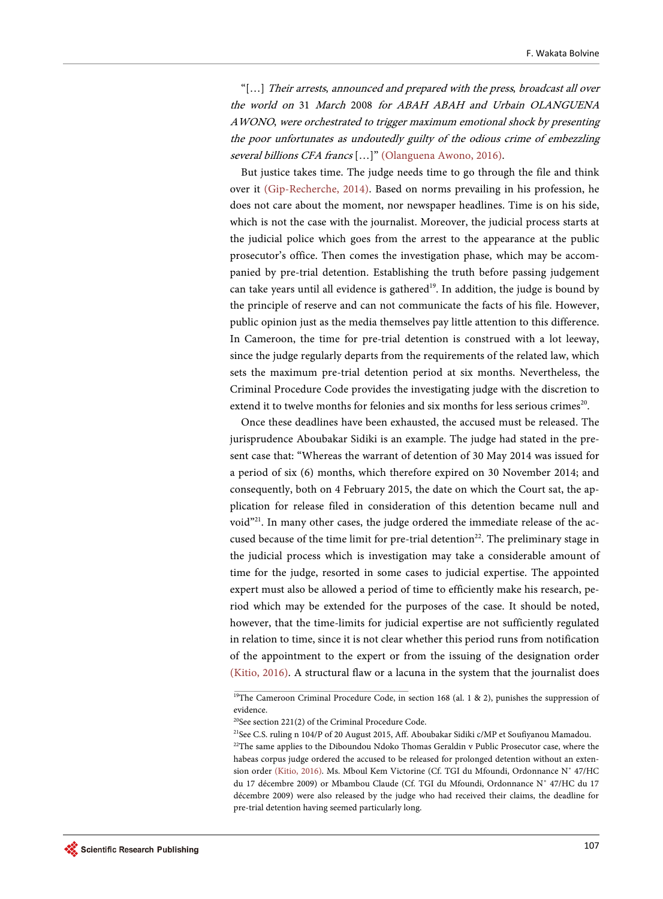"[…] *Their arrests, announced and prepared with the press, broadcast all over the world on* 31 *March* 2008 *for ABAH ABAH and Urbain OLANGUENA AWONO, were orchestrated to trigger maximum emotional shock by presenting the poor unfortunates as undoutedly guilty of the odious crime of embezzling several billions CFA francs* […]" (Olanguena Awono, 2016).

But justice takes time. The judge needs time to go through the file and think over it (Gip-Recherche, 2014). Based on norms prevailing in his profession, he does not care about the moment, nor newspaper headlines. Time is on his side, which is not the case with the journalist. Moreover, the judicial process starts at the judicial police which goes from the arrest to the appearance at the public prosecutor's office. Then comes the investigation phase, which may be accompanied by pre-trial detention. Establishing the truth before passing judgement can take years until all evidence is gathered[19]. In addition, the judge is bound by the principle of reserve and can not communicate the facts of his file. However, public opinion just as the media themselves pay little attention to this difference. In Cameroon, the time for pre-trial detention is construed with a lot leeway, since the judge regularly departs from the requirements of the related law, which sets the maximum pre-trial detention period at six months. Nevertheless, the Criminal Procedure Code provides the investigating judge with the discretion to extend it to twelve months for felonies and six months for less serious crimes[20].

Once these deadlines have been exhausted, the accused must be released. The jurisprudence Aboubakar Sidiki is an example. The judge had stated in the present case that: "Whereas the warrant of detention of 30 May 2014 was issued for a period of six (6) months, which therefore expired on 30 November 2014; and consequently, both on 4 February 2015, the date on which the Court sat, the application for release filed in consideration of this detention became null and void"[21]. In many other cases, the judge ordered the immediate release of the accused because of the time limit for pre-trial detention[22]. The preliminary stage in the judicial process which is investigation may take a considerable amount of time for the judge, resorted in some cases to judicial expertise. The appointed expert must also be allowed a period of time to efficiently make his research, period which may be extended for the purposes of the case. It should be noted, however, that the time-limits for judicial expertise are not sufficiently regulated in relation to time, since it is not clear whether this period runs from notification of the appointment to the expert or from the issuing of the designation order (Kitio, 2016). A structural flaw or a lacuna in the system that the journalist does

---

[19]The Cameroon Criminal Procedure Code, in section 168 (al. 1 & 2), punishes the suppression of evidence.

[20]See section 221(2) of the Criminal Procedure Code.

[21]See C.S. ruling n 104/P of 20 August 2015, Aff. Aboubakar Sidiki c/MP et Soufiyanou Mamadou.

[22]The same applies to the Diboundou Ndoko Thomas Geraldin v Public Prosecutor case, where the habeas corpus judge ordered the accused to be released for prolonged detention without an extension order (Kitio, 2016). Ms. Mboul Kem Victorine (Cf. TGI du Mfoundi, Ordonnance N° 47/HC du 17 décembre 2009) or Mbambou Claude (Cf. TGI du Mfoundi, Ordonnance N° 47/HC du 17 décembre 2009) were also released by the judge who had received their claims, the deadline for pre-trial detention having seemed particularly long.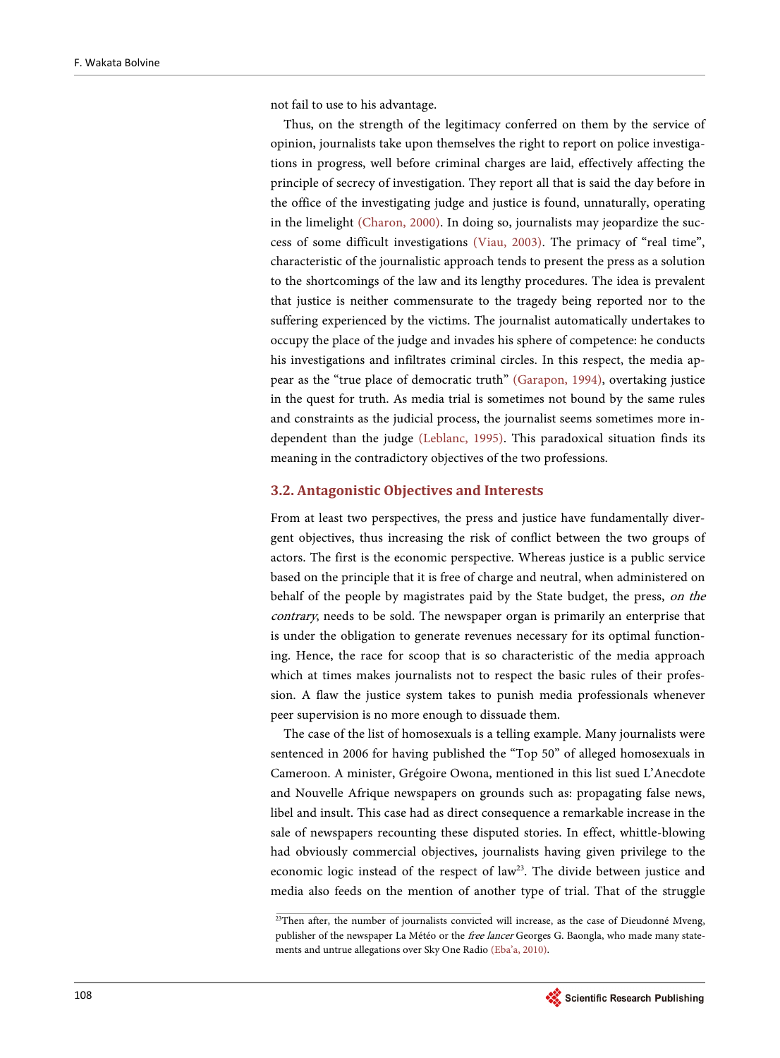not fail to use to his advantage.

Thus, on the strength of the legitimacy conferred on them by the service of opinion, journalists take upon themselves the right to report on police investigations in progress, well before criminal charges are laid, effectively affecting the principle of secrecy of investigation. They report all that is said the day before in the office of the investigating judge and justice is found, unnaturally, operating in the limelight (Charon, 2000). In doing so, journalists may jeopardize the success of some difficult investigations (Viau, 2003). The primacy of "real time", characteristic of the journalistic approach tends to present the press as a solution to the shortcomings of the law and its lengthy procedures. The idea is prevalent that justice is neither commensurate to the tragedy being reported nor to the suffering experienced by the victims. The journalist automatically undertakes to occupy the place of the judge and invades his sphere of competence: he conducts his investigations and infiltrates criminal circles. In this respect, the media appear as the "true place of democratic truth" (Garapon, 1994), overtaking justice in the quest for truth. As media trial is sometimes not bound by the same rules and constraints as the judicial process, the journalist seems sometimes more independent than the judge (Leblanc, 1995). This paradoxical situation finds its meaning in the contradictory objectives of the two professions.

### 3.2. Antagonistic Objectives and Interests

From at least two perspectives, the press and justice have fundamentally divergent objectives, thus increasing the risk of conflict between the two groups of actors. The first is the economic perspective. Whereas justice is a public service based on the principle that it is free of charge and neutral, when administered on behalf of the people by magistrates paid by the State budget, the press, *on the contrary*, needs to be sold. The newspaper organ is primarily an enterprise that is under the obligation to generate revenues necessary for its optimal functioning. Hence, the race for scoop that is so characteristic of the media approach which at times makes journalists not to respect the basic rules of their profession. A flaw the justice system takes to punish media professionals whenever peer supervision is no more enough to dissuade them.

The case of the list of homosexuals is a telling example. Many journalists were sentenced in 2006 for having published the "Top 50" of alleged homosexuals in Cameroon. A minister, Grégoire Owona, mentioned in this list sued L'Anecdote and Nouvelle Afrique newspapers on grounds such as: propagating false news, libel and insult. This case had as direct consequence a remarkable increase in the sale of newspapers recounting these disputed stories. In effect, whittle-blowing had obviously commercial objectives, journalists having given privilege to the economic logic instead of the respect of law[23]. The divide between justice and media also feeds on the mention of another type of trial. That of the struggle

[23]Then after, the number of journalists convicted will increase, as the case of Dieudonné Mveng, publisher of the newspaper La Météo or the *free lancer* Georges G. Baongla, who made many statements and untrue allegations over Sky One Radio (Eba'a, 2010).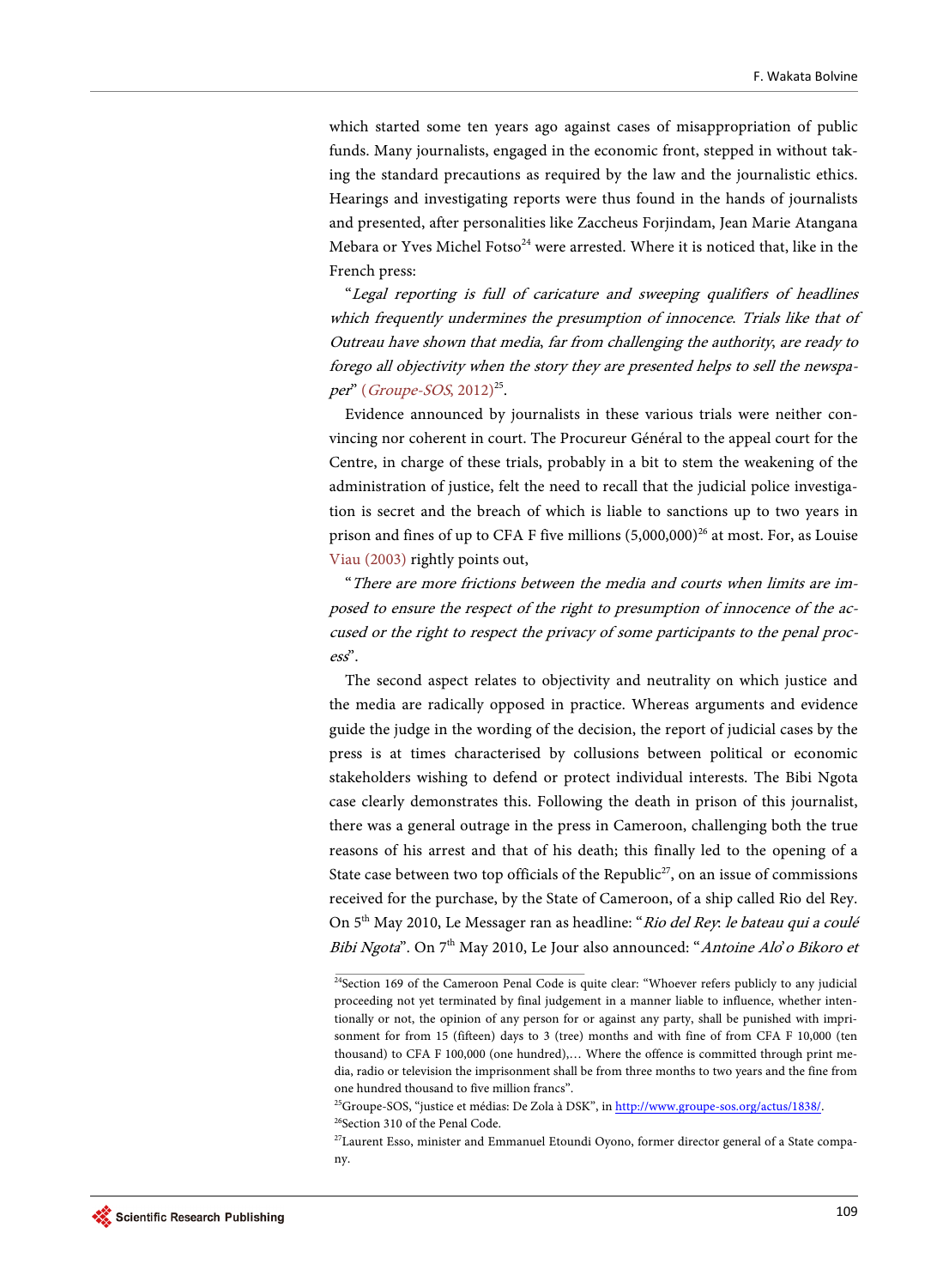which started some ten years ago against cases of misappropriation of public funds. Many journalists, engaged in the economic front, stepped in without taking the standard precautions as required by the law and the journalistic ethics. Hearings and investigating reports were thus found in the hands of journalists and presented, after personalities like Zaccheus Forjindam, Jean Marie Atangana Mebara or Yves Michel Fotso[24] were arrested. Where it is noticed that, like in the French press:

"*Legal reporting is full of caricature and sweeping qualifiers of headlines which frequently undermines the presumption of innocence. Trials like that of Outreau have shown that media, far from challenging the authority, are ready to forego all objectivity when the story they are presented helps to sell the newspaper*" (*Groupe-SOS*, 2012)[25].

Evidence announced by journalists in these various trials were neither convincing nor coherent in court. The Procureur Général to the appeal court for the Centre, in charge of these trials, probably in a bit to stem the weakening of the administration of justice, felt the need to recall that the judicial police investigation is secret and the breach of which is liable to sanctions up to two years in prison and fines of up to CFA F five millions (5,000,000)[26] at most. For, as Louise Viau (2003) rightly points out,

"*There are more frictions between the media and courts when limits are imposed to ensure the respect of the right to presumption of innocence of the accused or the right to respect the privacy of some participants to the penal process*".

The second aspect relates to objectivity and neutrality on which justice and the media are radically opposed in practice. Whereas arguments and evidence guide the judge in the wording of the decision, the report of judicial cases by the press is at times characterised by collusions between political or economic stakeholders wishing to defend or protect individual interests. The Bibi Ngota case clearly demonstrates this. Following the death in prison of this journalist, there was a general outrage in the press in Cameroon, challenging both the true reasons of his arrest and that of his death; this finally led to the opening of a State case between two top officials of the Republic[27], on an issue of commissions received for the purchase, by the State of Cameroon, of a ship called Rio del Rey. On 5th May 2010, Le Messager ran as headline: "*Rio del Rey: le bateau qui a coulé Bibi Ngota*". On 7th May 2010, Le Jour also announced: "*Antoine Alo'o Bikoro et*

---

[24]Section 169 of the Cameroon Penal Code is quite clear: "Whoever refers publicly to any judicial proceeding not yet terminated by final judgement in a manner liable to influence, whether intentionally or not, the opinion of any person for or against any party, shall be punished with imprisonment for from 15 (fifteen) days to 3 (tree) months and with fine of from CFA F 10,000 (ten thousand) to CFA F 100,000 (one hundred),… Where the offence is committed through print media, radio or television the imprisonment shall be from three months to two years and the fine from one hundred thousand to five million francs".

[25]Groupe-SOS, "justice et médias: De Zola à DSK", in http://www.groupe-sos.org/actus/1838/.

[26]Section 310 of the Penal Code.

[27]Laurent Esso, minister and Emmanuel Etoundi Oyono, former director general of a State company.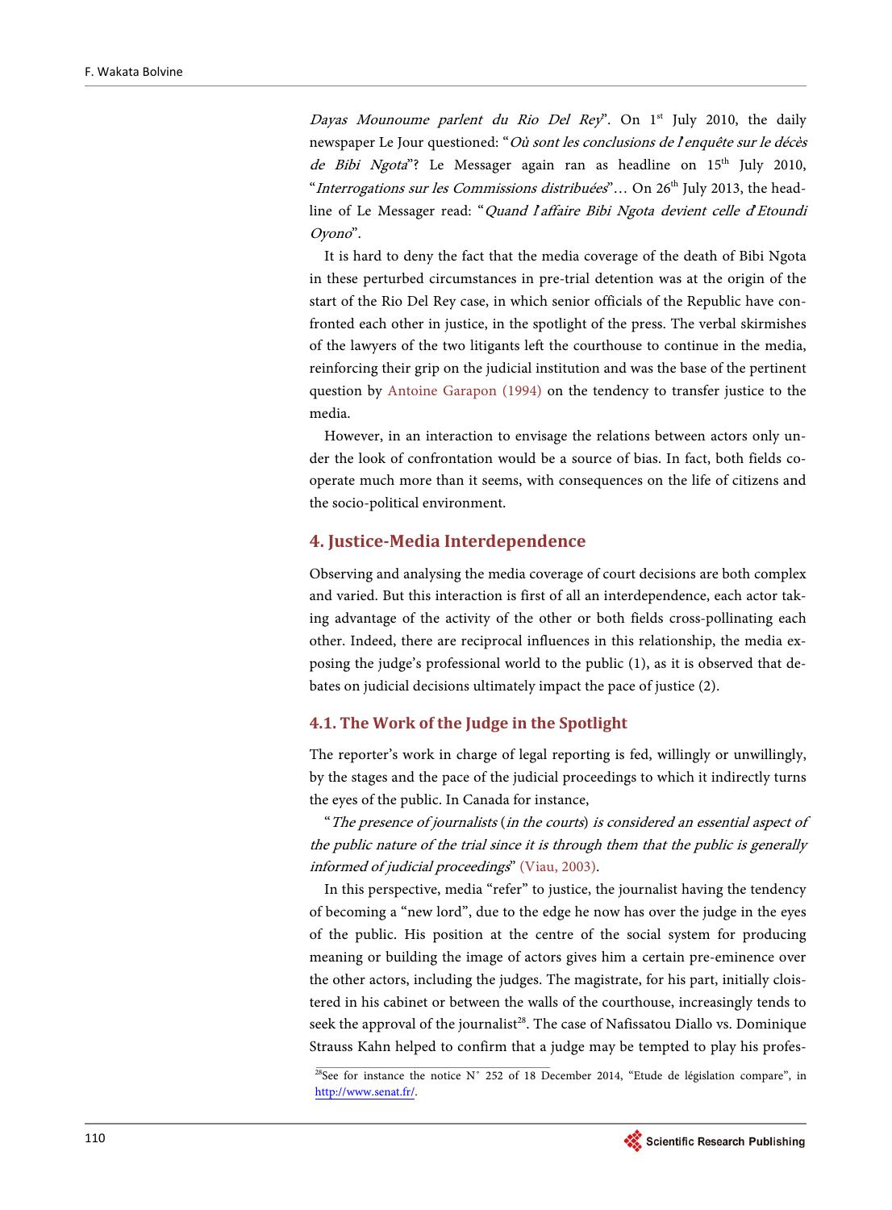*Dayas Mounoume parlent du Rio Del Rey*". On 1st July 2010, the daily newspaper Le Jour questioned: "*Où sont les conclusions de l'enquête sur le décès de Bibi Ngota*"? Le Messager again ran as headline on 15th July 2010, "*Interrogations sur les Commissions distribuées*"… On 26th July 2013, the headline of Le Messager read: "*Quand l'affaire Bibi Ngota devient celle d'Etoundi Oyono*".

It is hard to deny the fact that the media coverage of the death of Bibi Ngota in these perturbed circumstances in pre-trial detention was at the origin of the start of the Rio Del Rey case, in which senior officials of the Republic have confronted each other in justice, in the spotlight of the press. The verbal skirmishes of the lawyers of the two litigants left the courthouse to continue in the media, reinforcing their grip on the judicial institution and was the base of the pertinent question by Antoine Garapon (1994) on the tendency to transfer justice to the media.

However, in an interaction to envisage the relations between actors only under the look of confrontation would be a source of bias. In fact, both fields cooperate much more than it seems, with consequences on the life of citizens and the socio-political environment.

## 4. Justice-Media Interdependence

Observing and analysing the media coverage of court decisions are both complex and varied. But this interaction is first of all an interdependence, each actor taking advantage of the activity of the other or both fields cross-pollinating each other. Indeed, there are reciprocal influences in this relationship, the media exposing the judge's professional world to the public (1), as it is observed that debates on judicial decisions ultimately impact the pace of justice (2).

### 4.1. The Work of the Judge in the Spotlight

The reporter's work in charge of legal reporting is fed, willingly or unwillingly, by the stages and the pace of the judicial proceedings to which it indirectly turns the eyes of the public. In Canada for instance,

"*The presence of journalists* (*in the courts*) *is considered an essential aspect of the public nature of the trial since it is through them that the public is generally informed of judicial proceedings*" (Viau, 2003).

In this perspective, media "refer" to justice, the journalist having the tendency of becoming a "new lord", due to the edge he now has over the judge in the eyes of the public. His position at the centre of the social system for producing meaning or building the image of actors gives him a certain pre-eminence over the other actors, including the judges. The magistrate, for his part, initially cloistered in his cabinet or between the walls of the courthouse, increasingly tends to seek the approval of the journalist[28]. The case of Nafissatou Diallo vs. Dominique Strauss Kahn helped to confirm that a judge may be tempted to play his profes-

[28]See for instance the notice N˚ 252 of 18 December 2014, "Etude de législation compare", in http://www.senat.fr/.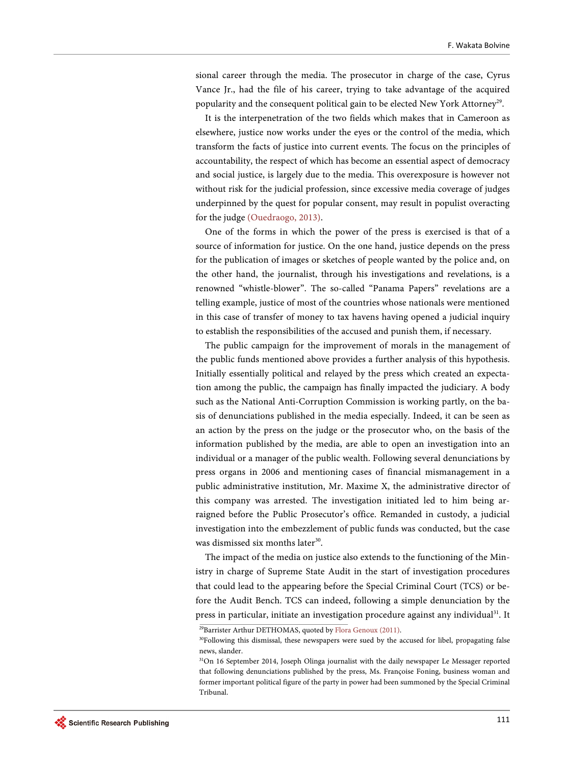sional career through the media. The prosecutor in charge of the case, Cyrus Vance Jr., had the file of his career, trying to take advantage of the acquired popularity and the consequent political gain to be elected New York Attorney[29].

It is the interpenetration of the two fields which makes that in Cameroon as elsewhere, justice now works under the eyes or the control of the media, which transform the facts of justice into current events. The focus on the principles of accountability, the respect of which has become an essential aspect of democracy and social justice, is largely due to the media. This overexposure is however not without risk for the judicial profession, since excessive media coverage of judges underpinned by the quest for popular consent, may result in populist overacting for the judge (Ouedraogo, 2013).

One of the forms in which the power of the press is exercised is that of a source of information for justice. On the one hand, justice depends on the press for the publication of images or sketches of people wanted by the police and, on the other hand, the journalist, through his investigations and revelations, is a renowned "whistle-blower". The so-called "Panama Papers" revelations are a telling example, justice of most of the countries whose nationals were mentioned in this case of transfer of money to tax havens having opened a judicial inquiry to establish the responsibilities of the accused and punish them, if necessary.

The public campaign for the improvement of morals in the management of the public funds mentioned above provides a further analysis of this hypothesis. Initially essentially political and relayed by the press which created an expectation among the public, the campaign has finally impacted the judiciary. A body such as the National Anti-Corruption Commission is working partly, on the basis of denunciations published in the media especially. Indeed, it can be seen as an action by the press on the judge or the prosecutor who, on the basis of the information published by the media, are able to open an investigation into an individual or a manager of the public wealth. Following several denunciations by press organs in 2006 and mentioning cases of financial mismanagement in a public administrative institution, Mr. Maxime X, the administrative director of this company was arrested. The investigation initiated led to him being arraigned before the Public Prosecutor's office. Remanded in custody, a judicial investigation into the embezzlement of public funds was conducted, but the case was dismissed six months later[30].

The impact of the media on justice also extends to the functioning of the Ministry in charge of Supreme State Audit in the start of investigation procedures that could lead to the appearing before the Special Criminal Court (TCS) or before the Audit Bench. TCS can indeed, following a simple denunciation by the press in particular, initiate an investigation procedure against any individual[31]. It

---

[29]Barrister Arthur DETHOMAS, quoted by Flora Genoux (2011).

[30]Following this dismissal, these newspapers were sued by the accused for libel, propagating false news, slander.

[31]On 16 September 2014, Joseph Olinga journalist with the daily newspaper Le Messager reported that following denunciations published by the press, Ms. Françoise Foning, business woman and former important political figure of the party in power had been summoned by the Special Criminal Tribunal.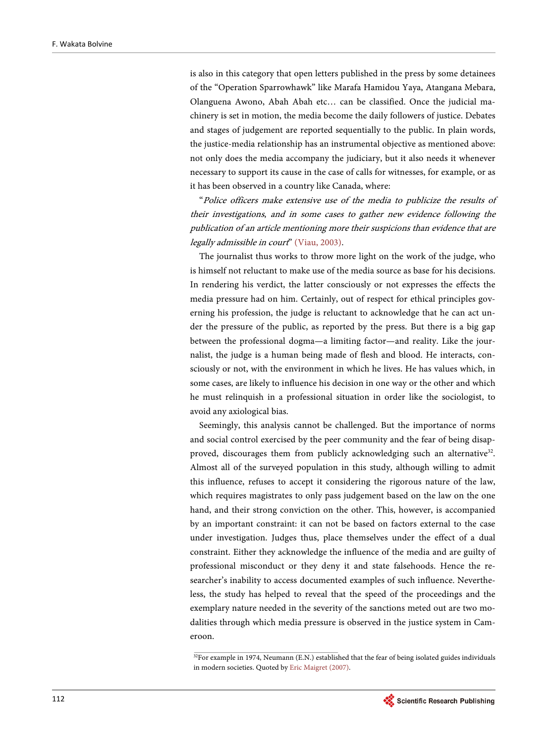is also in this category that open letters published in the press by some detainees of the "Operation Sparrowhawk" like Marafa Hamidou Yaya, Atangana Mebara, Olanguena Awono, Abah Abah etc… can be classified. Once the judicial machinery is set in motion, the media become the daily followers of justice. Debates and stages of judgement are reported sequentially to the public. In plain words, the justice-media relationship has an instrumental objective as mentioned above: not only does the media accompany the judiciary, but it also needs it whenever necessary to support its cause in the case of calls for witnesses, for example, or as it has been observed in a country like Canada, where:

"*Police officers make extensive use of the media to publicize the results of their investigations, and in some cases to gather new evidence following the publication of an article mentioning more their suspicions than evidence that are legally admissible in court*" (Viau, 2003).

The journalist thus works to throw more light on the work of the judge, who is himself not reluctant to make use of the media source as base for his decisions. In rendering his verdict, the latter consciously or not expresses the effects the media pressure had on him. Certainly, out of respect for ethical principles governing his profession, the judge is reluctant to acknowledge that he can act under the pressure of the public, as reported by the press. But there is a big gap between the professional dogma—a limiting factor—and reality. Like the journalist, the judge is a human being made of flesh and blood. He interacts, consciously or not, with the environment in which he lives. He has values which, in some cases, are likely to influence his decision in one way or the other and which he must relinquish in a professional situation in order like the sociologist, to avoid any axiological bias.

Seemingly, this analysis cannot be challenged. But the importance of norms and social control exercised by the peer community and the fear of being disapproved, discourages them from publicly acknowledging such an alternative[32]. Almost all of the surveyed population in this study, although willing to admit this influence, refuses to accept it considering the rigorous nature of the law, which requires magistrates to only pass judgement based on the law on the one hand, and their strong conviction on the other. This, however, is accompanied by an important constraint: it can not be based on factors external to the case under investigation. Judges thus, place themselves under the effect of a dual constraint. Either they acknowledge the influence of the media and are guilty of professional misconduct or they deny it and state falsehoods. Hence the researcher's inability to access documented examples of such influence. Nevertheless, the study has helped to reveal that the speed of the proceedings and the exemplary nature needed in the severity of the sanctions meted out are two modalities through which media pressure is observed in the justice system in Cameroon.

[32]For example in 1974, Neumann (E.N.) established that the fear of being isolated guides individuals in modern societies. Quoted by Eric Maigret (2007).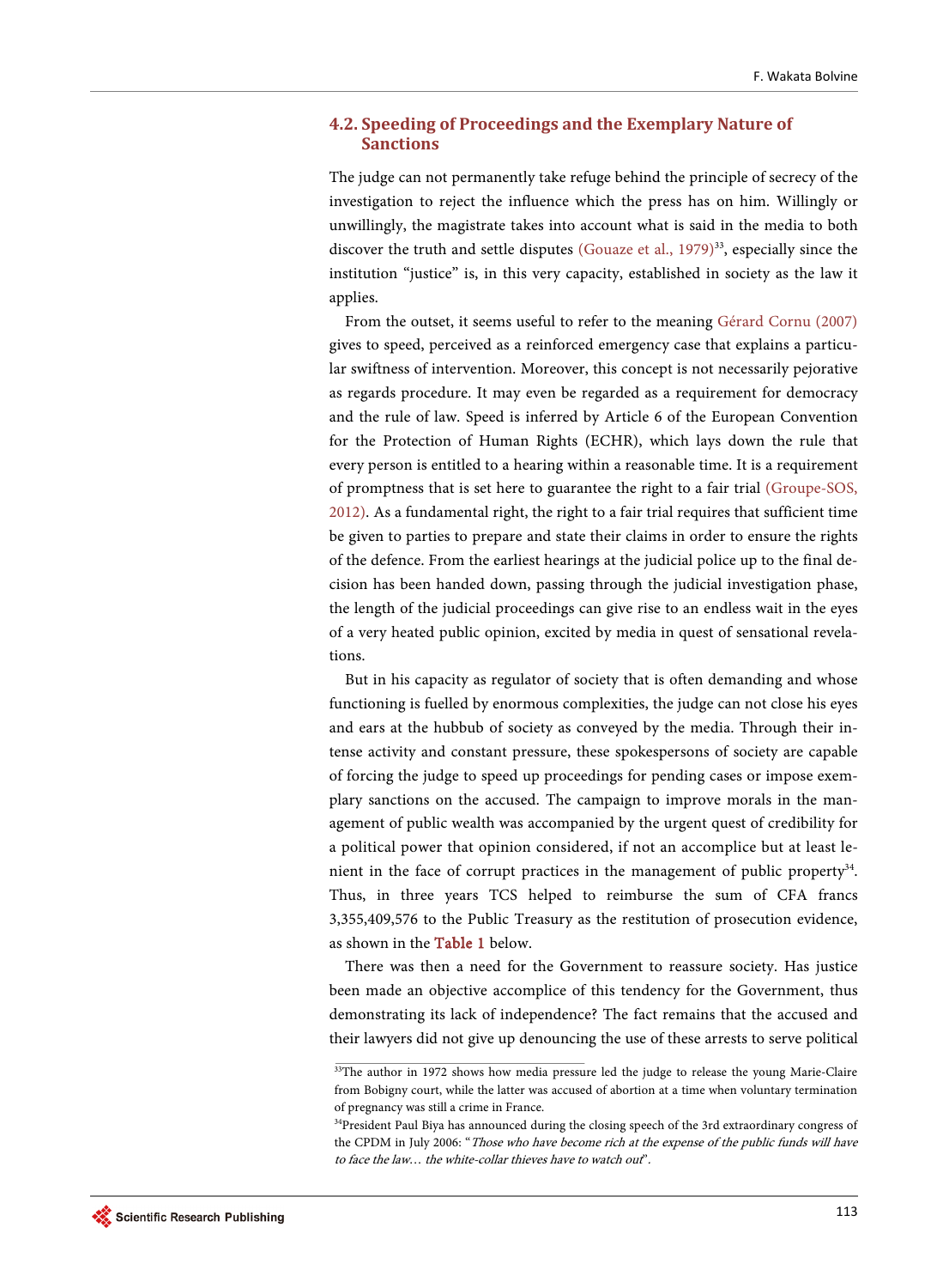### 4.2. Speeding of Proceedings and the Exemplary Nature of Sanctions

The judge can not permanently take refuge behind the principle of secrecy of the investigation to reject the influence which the press has on him. Willingly or unwillingly, the magistrate takes into account what is said in the media to both discover the truth and settle disputes (Gouaze et al., 1979)[33], especially since the institution "justice" is, in this very capacity, established in society as the law it applies.

From the outset, it seems useful to refer to the meaning Gérard Cornu (2007) gives to speed, perceived as a reinforced emergency case that explains a particular swiftness of intervention. Moreover, this concept is not necessarily pejorative as regards procedure. It may even be regarded as a requirement for democracy and the rule of law. Speed is inferred by Article 6 of the European Convention for the Protection of Human Rights (ECHR), which lays down the rule that every person is entitled to a hearing within a reasonable time. It is a requirement of promptness that is set here to guarantee the right to a fair trial (Groupe-SOS, 2012). As a fundamental right, the right to a fair trial requires that sufficient time be given to parties to prepare and state their claims in order to ensure the rights of the defence. From the earliest hearings at the judicial police up to the final decision has been handed down, passing through the judicial investigation phase, the length of the judicial proceedings can give rise to an endless wait in the eyes of a very heated public opinion, excited by media in quest of sensational revelations.

But in his capacity as regulator of society that is often demanding and whose functioning is fuelled by enormous complexities, the judge can not close his eyes and ears at the hubbub of society as conveyed by the media. Through their intense activity and constant pressure, these spokespersons of society are capable of forcing the judge to speed up proceedings for pending cases or impose exemplary sanctions on the accused. The campaign to improve morals in the management of public wealth was accompanied by the urgent quest of credibility for a political power that opinion considered, if not an accomplice but at least lenient in the face of corrupt practices in the management of public property[34]. Thus, in three years TCS helped to reimburse the sum of CFA francs 3,355,409,576 to the Public Treasury as the restitution of prosecution evidence, as shown in the Table 1 below.

There was then a need for the Government to reassure society. Has justice been made an objective accomplice of this tendency for the Government, thus demonstrating its lack of independence? The fact remains that the accused and their lawyers did not give up denouncing the use of these arrests to serve political

[33]The author in 1972 shows how media pressure led the judge to release the young Marie-Claire from Bobigny court, while the latter was accused of abortion at a time when voluntary termination of pregnancy was still a crime in France.

[34]President Paul Biya has announced during the closing speech of the 3rd extraordinary congress of the CPDM in July 2006: "*Those who have become rich at the expense of the public funds will have to face the law… the white-collar thieves have to watch out*".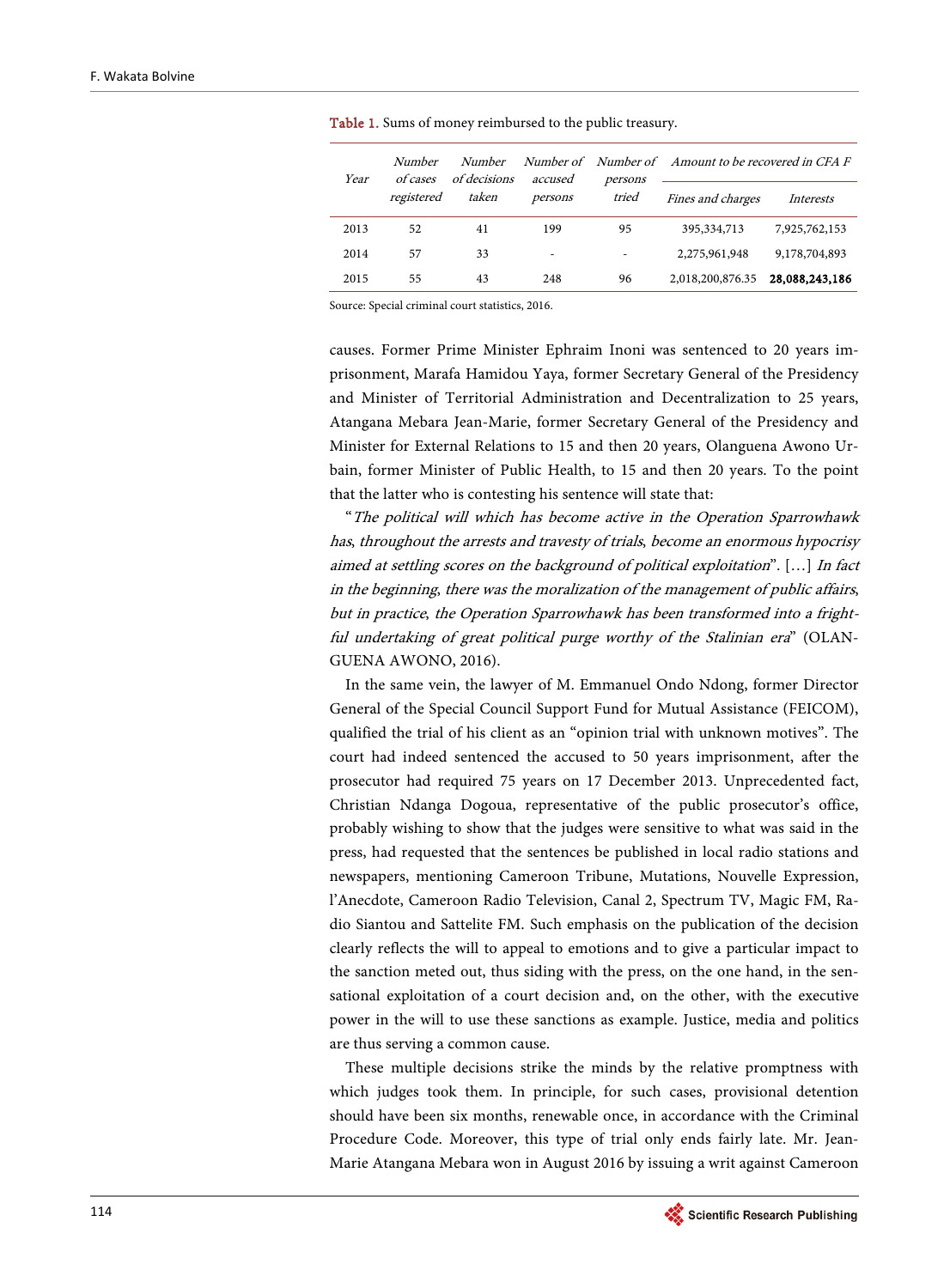Table 1. Sums of money reimbursed to the public treasury.

| Year | Number of cases registered | Number of decisions taken | Number of accused persons | Number of persons tried | Amount to be recovered in CFA F | |
|---|---|---|---|---|---|---|
| | | | | | Fines and charges | Interests |
| 2013 | 52 | 41 | 199 | 95 | 395,334,713 | 7,925,762,153 |
| 2014 | 57 | 33 | - | - | 2,275,961,948 | 9,178,704,893 |
| 2015 | 55 | 43 | 248 | 96 | 2,018,200,876.35 | **28,088,243,186** |

Source: Special criminal court statistics, 2016.

causes. Former Prime Minister Ephraim Inoni was sentenced to 20 years imprisonment, Marafa Hamidou Yaya, former Secretary General of the Presidency and Minister of Territorial Administration and Decentralization to 25 years, Atangana Mebara Jean-Marie, former Secretary General of the Presidency and Minister for External Relations to 15 and then 20 years, Olanguena Awono Urbain, former Minister of Public Health, to 15 and then 20 years. To the point that the latter who is contesting his sentence will state that:

"*The political will which has become active in the Operation Sparrowhawk has, throughout the arrests and travesty of trials, become an enormous hypocrisy aimed at settling scores on the background of political exploitation*". […] *In fact in the beginning, there was the moralization of the management of public affairs, but in practice, the Operation Sparrowhawk has been transformed into a frightful undertaking of great political purge worthy of the Stalinian era*" (OLANGUENA AWONO, 2016).

In the same vein, the lawyer of M. Emmanuel Ondo Ndong, former Director General of the Special Council Support Fund for Mutual Assistance (FEICOM), qualified the trial of his client as an "opinion trial with unknown motives". The court had indeed sentenced the accused to 50 years imprisonment, after the prosecutor had required 75 years on 17 December 2013. Unprecedented fact, Christian Ndanga Dogoua, representative of the public prosecutor's office, probably wishing to show that the judges were sensitive to what was said in the press, had requested that the sentences be published in local radio stations and newspapers, mentioning Cameroon Tribune, Mutations, Nouvelle Expression, l'Anecdote, Cameroon Radio Television, Canal 2, Spectrum TV, Magic FM, Radio Siantou and Sattelite FM. Such emphasis on the publication of the decision clearly reflects the will to appeal to emotions and to give a particular impact to the sanction meted out, thus siding with the press, on the one hand, in the sensational exploitation of a court decision and, on the other, with the executive power in the will to use these sanctions as example. Justice, media and politics are thus serving a common cause.

These multiple decisions strike the minds by the relative promptness with which judges took them. In principle, for such cases, provisional detention should have been six months, renewable once, in accordance with the Criminal Procedure Code. Moreover, this type of trial only ends fairly late. Mr. Jean-Marie Atangana Mebara won in August 2016 by issuing a writ against Cameroon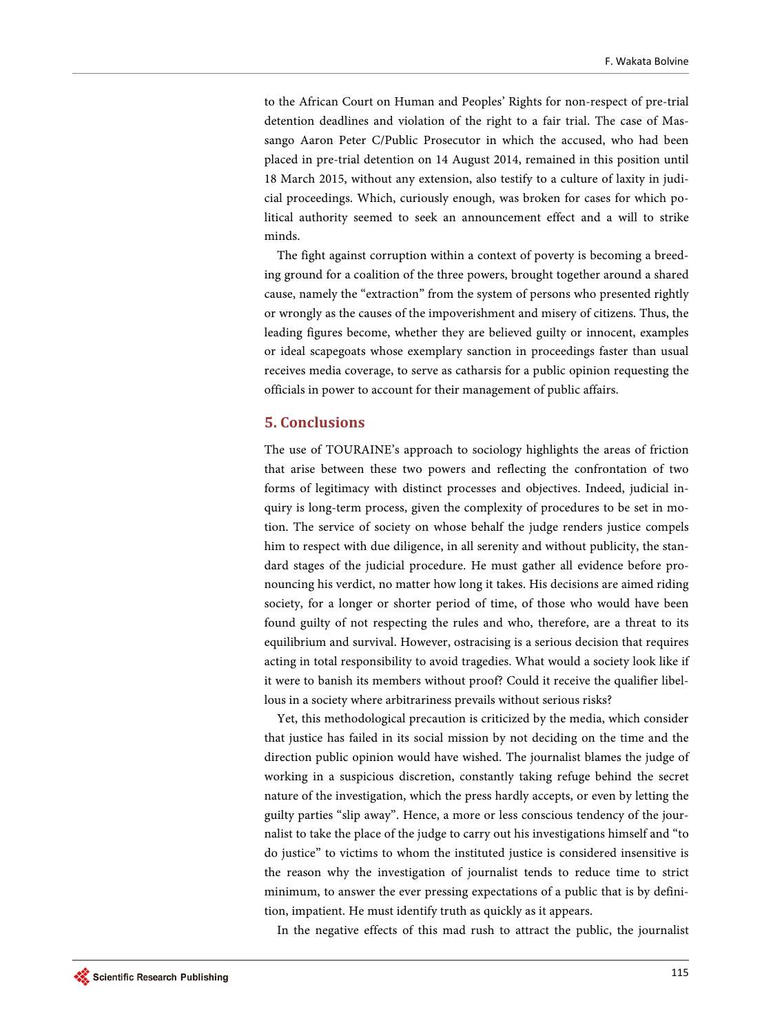to the African Court on Human and Peoples' Rights for non-respect of pre-trial detention deadlines and violation of the right to a fair trial. The case of Massango Aaron Peter C/Public Prosecutor in which the accused, who had been placed in pre-trial detention on 14 August 2014, remained in this position until 18 March 2015, without any extension, also testify to a culture of laxity in judicial proceedings. Which, curiously enough, was broken for cases for which political authority seemed to seek an announcement effect and a will to strike minds.

The fight against corruption within a context of poverty is becoming a breeding ground for a coalition of the three powers, brought together around a shared cause, namely the "extraction" from the system of persons who presented rightly or wrongly as the causes of the impoverishment and misery of citizens. Thus, the leading figures become, whether they are believed guilty or innocent, examples or ideal scapegoats whose exemplary sanction in proceedings faster than usual receives media coverage, to serve as catharsis for a public opinion requesting the officials in power to account for their management of public affairs.

## 5. Conclusions

The use of TOURAINE's approach to sociology highlights the areas of friction that arise between these two powers and reflecting the confrontation of two forms of legitimacy with distinct processes and objectives. Indeed, judicial inquiry is long-term process, given the complexity of procedures to be set in motion. The service of society on whose behalf the judge renders justice compels him to respect with due diligence, in all serenity and without publicity, the standard stages of the judicial procedure. He must gather all evidence before pronouncing his verdict, no matter how long it takes. His decisions are aimed riding society, for a longer or shorter period of time, of those who would have been found guilty of not respecting the rules and who, therefore, are a threat to its equilibrium and survival. However, ostracising is a serious decision that requires acting in total responsibility to avoid tragedies. What would a society look like if it were to banish its members without proof? Could it receive the qualifier libellous in a society where arbitrariness prevails without serious risks?

Yet, this methodological precaution is criticized by the media, which consider that justice has failed in its social mission by not deciding on the time and the direction public opinion would have wished. The journalist blames the judge of working in a suspicious discretion, constantly taking refuge behind the secret nature of the investigation, which the press hardly accepts, or even by letting the guilty parties "slip away". Hence, a more or less conscious tendency of the journalist to take the place of the judge to carry out his investigations himself and "to do justice" to victims to whom the instituted justice is considered insensitive is the reason why the investigation of journalist tends to reduce time to strict minimum, to answer the ever pressing expectations of a public that is by definition, impatient. He must identify truth as quickly as it appears.

In the negative effects of this mad rush to attract the public, the journalist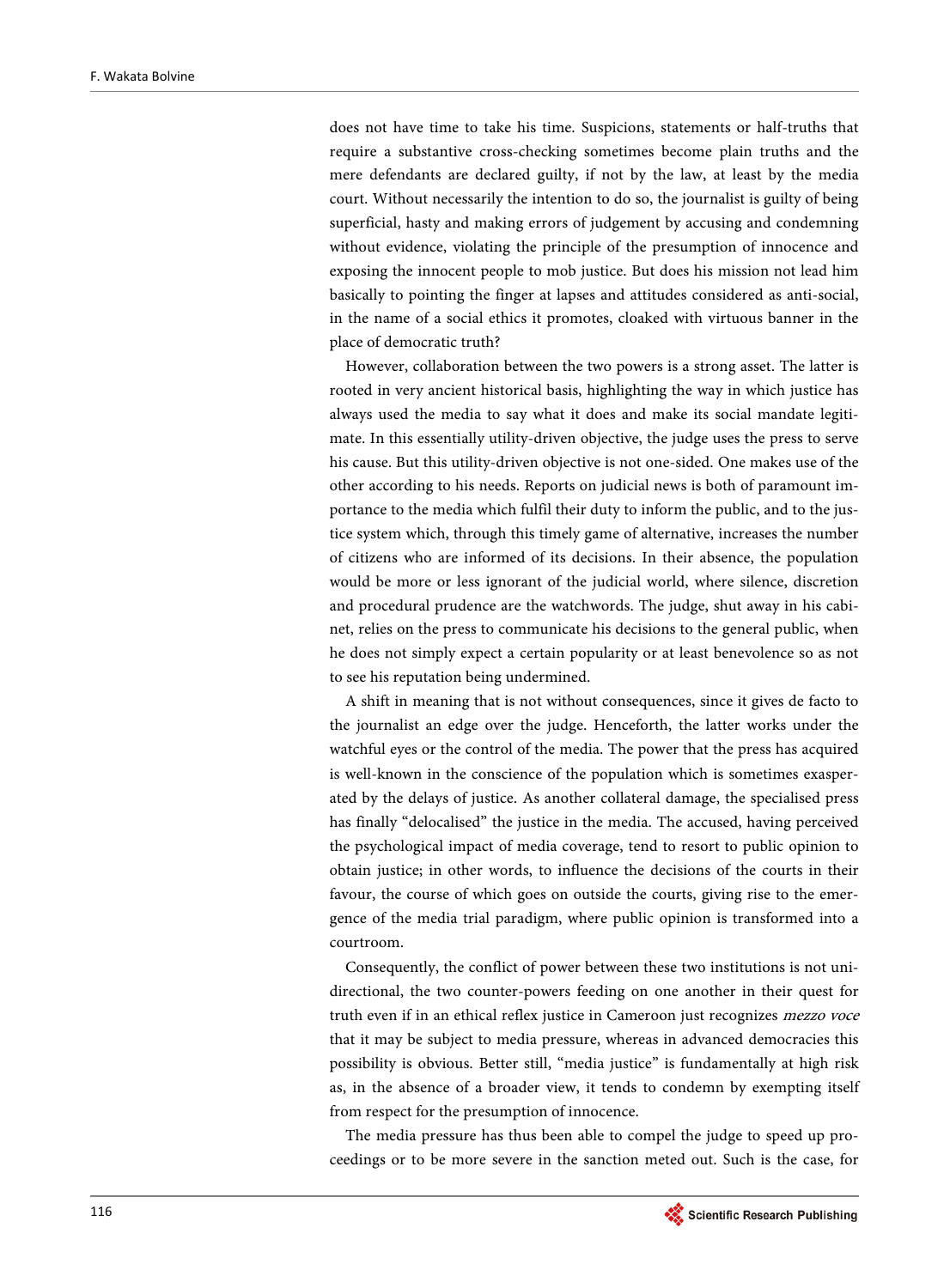does not have time to take his time. Suspicions, statements or half-truths that require a substantive cross-checking sometimes become plain truths and the mere defendants are declared guilty, if not by the law, at least by the media court. Without necessarily the intention to do so, the journalist is guilty of being superficial, hasty and making errors of judgement by accusing and condemning without evidence, violating the principle of the presumption of innocence and exposing the innocent people to mob justice. But does his mission not lead him basically to pointing the finger at lapses and attitudes considered as anti-social, in the name of a social ethics it promotes, cloaked with virtuous banner in the place of democratic truth?

However, collaboration between the two powers is a strong asset. The latter is rooted in very ancient historical basis, highlighting the way in which justice has always used the media to say what it does and make its social mandate legitimate. In this essentially utility-driven objective, the judge uses the press to serve his cause. But this utility-driven objective is not one-sided. One makes use of the other according to his needs. Reports on judicial news is both of paramount importance to the media which fulfil their duty to inform the public, and to the justice system which, through this timely game of alternative, increases the number of citizens who are informed of its decisions. In their absence, the population would be more or less ignorant of the judicial world, where silence, discretion and procedural prudence are the watchwords. The judge, shut away in his cabinet, relies on the press to communicate his decisions to the general public, when he does not simply expect a certain popularity or at least benevolence so as not to see his reputation being undermined.

A shift in meaning that is not without consequences, since it gives de facto to the journalist an edge over the judge. Henceforth, the latter works under the watchful eyes or the control of the media. The power that the press has acquired is well-known in the conscience of the population which is sometimes exasperated by the delays of justice. As another collateral damage, the specialised press has finally "delocalised" the justice in the media. The accused, having perceived the psychological impact of media coverage, tend to resort to public opinion to obtain justice; in other words, to influence the decisions of the courts in their favour, the course of which goes on outside the courts, giving rise to the emergence of the media trial paradigm, where public opinion is transformed into a courtroom.

Consequently, the conflict of power between these two institutions is not unidirectional, the two counter-powers feeding on one another in their quest for truth even if in an ethical reflex justice in Cameroon just recognizes *mezzo voce* that it may be subject to media pressure, whereas in advanced democracies this possibility is obvious. Better still, "media justice" is fundamentally at high risk as, in the absence of a broader view, it tends to condemn by exempting itself from respect for the presumption of innocence.

The media pressure has thus been able to compel the judge to speed up proceedings or to be more severe in the sanction meted out. Such is the case, for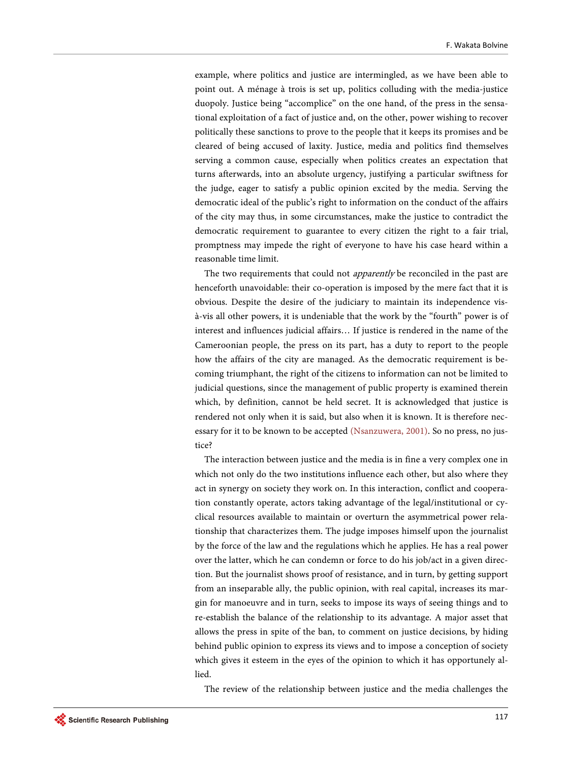example, where politics and justice are intermingled, as we have been able to point out. A ménage à trois is set up, politics colluding with the media-justice duopoly. Justice being "accomplice" on the one hand, of the press in the sensational exploitation of a fact of justice and, on the other, power wishing to recover politically these sanctions to prove to the people that it keeps its promises and be cleared of being accused of laxity. Justice, media and politics find themselves serving a common cause, especially when politics creates an expectation that turns afterwards, into an absolute urgency, justifying a particular swiftness for the judge, eager to satisfy a public opinion excited by the media. Serving the democratic ideal of the public's right to information on the conduct of the affairs of the city may thus, in some circumstances, make the justice to contradict the democratic requirement to guarantee to every citizen the right to a fair trial, promptness may impede the right of everyone to have his case heard within a reasonable time limit.

The two requirements that could not *apparently* be reconciled in the past are henceforth unavoidable: their co-operation is imposed by the mere fact that it is obvious. Despite the desire of the judiciary to maintain its independence vis-à-vis all other powers, it is undeniable that the work by the "fourth" power is of interest and influences judicial affairs… If justice is rendered in the name of the Cameroonian people, the press on its part, has a duty to report to the people how the affairs of the city are managed. As the democratic requirement is becoming triumphant, the right of the citizens to information can not be limited to judicial questions, since the management of public property is examined therein which, by definition, cannot be held secret. It is acknowledged that justice is rendered not only when it is said, but also when it is known. It is therefore necessary for it to be known to be accepted (Nsanzuwera, 2001). So no press, no justice?

The interaction between justice and the media is in fine a very complex one in which not only do the two institutions influence each other, but also where they act in synergy on society they work on. In this interaction, conflict and cooperation constantly operate, actors taking advantage of the legal/institutional or cyclical resources available to maintain or overturn the asymmetrical power relationship that characterizes them. The judge imposes himself upon the journalist by the force of the law and the regulations which he applies. He has a real power over the latter, which he can condemn or force to do his job/act in a given direction. But the journalist shows proof of resistance, and in turn, by getting support from an inseparable ally, the public opinion, with real capital, increases its margin for manoeuvre and in turn, seeks to impose its ways of seeing things and to re-establish the balance of the relationship to its advantage. A major asset that allows the press in spite of the ban, to comment on justice decisions, by hiding behind public opinion to express its views and to impose a conception of society which gives it esteem in the eyes of the opinion to which it has opportunely allied.

The review of the relationship between justice and the media challenges the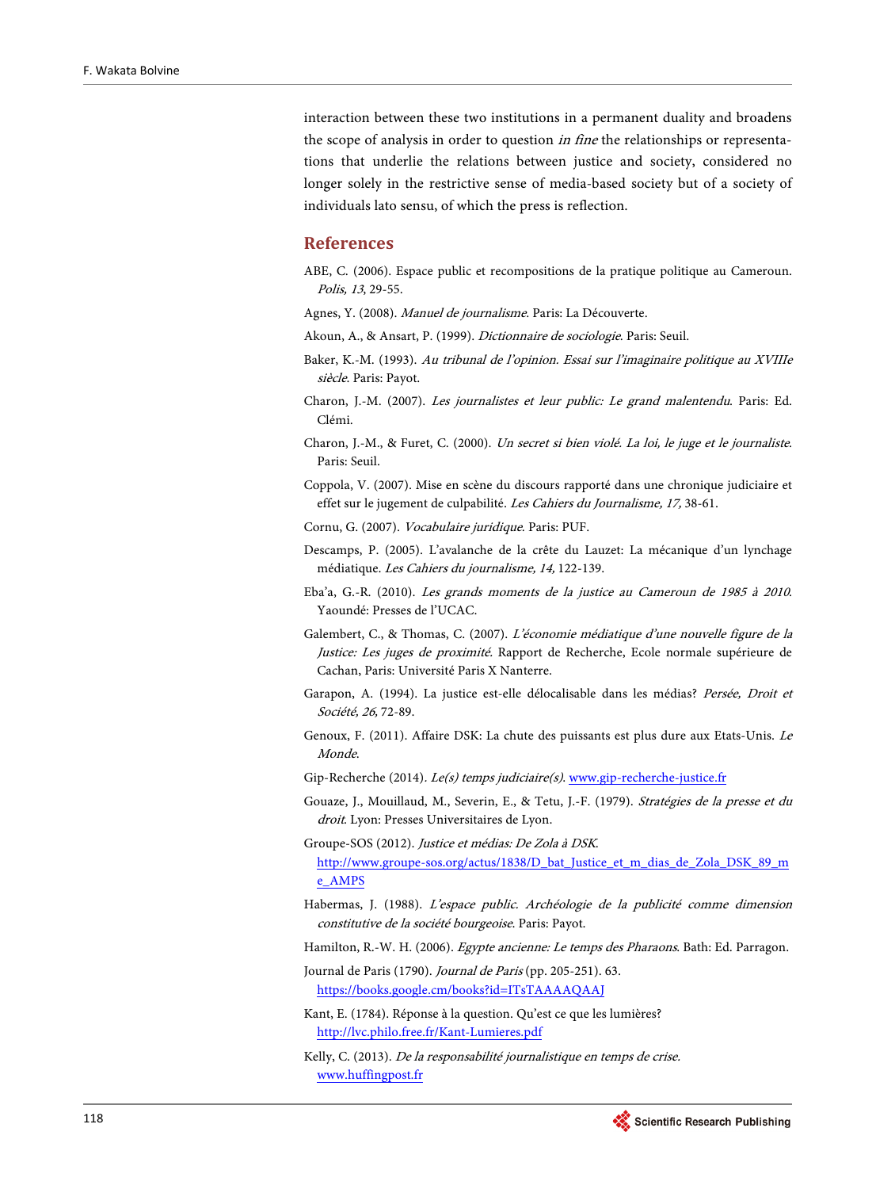interaction between these two institutions in a permanent duality and broadens the scope of analysis in order to question *in fine* the relationships or representations that underlie the relations between justice and society, considered no longer solely in the restrictive sense of media-based society but of a society of individuals lato sensu, of which the press is reflection.

## References

ABE, C. (2006). Espace public et recompositions de la pratique politique au Cameroun. *Polis, 13*, 29-55.

Agnes, Y. (2008). *Manuel de journalisme*. Paris: La Découverte.

Akoun, A., & Ansart, P. (1999). *Dictionnaire de sociologie*. Paris: Seuil.

Baker, K.-M. (1993). *Au tribunal de l'opinion. Essai sur l'imaginaire politique au XVIIIe siècle*. Paris: Payot.

Charon, J.-M. (2007). *Les journalistes et leur public: Le grand malentendu*. Paris: Ed. Clémi.

Charon, J.-M., & Furet, C. (2000). *Un secret si bien violé. La loi, le juge et le journaliste*. Paris: Seuil.

Coppola, V. (2007). Mise en scène du discours rapporté dans une chronique judiciaire et effet sur le jugement de culpabilité. *Les Cahiers du Journalisme, 17,* 38-61.

Cornu, G. (2007). *Vocabulaire juridique*. Paris: PUF.

Descamps, P. (2005). L'avalanche de la crête du Lauzet: La mécanique d'un lynchage médiatique. *Les Cahiers du journalisme, 14,* 122-139.

Eba'a, G.-R. (2010). *Les grands moments de la justice au Cameroun de 1985 à 2010*. Yaoundé: Presses de l'UCAC.

Galembert, C., & Thomas, C. (2007). *L'économie médiatique d'une nouvelle figure de la Justice: Les juges de proximité.* Rapport de Recherche, Ecole normale supérieure de Cachan, Paris: Université Paris X Nanterre.

Garapon, A. (1994). La justice est-elle délocalisable dans les médias? *Persée, Droit et Société, 26,* 72-89.

Genoux, F. (2011). Affaire DSK: La chute des puissants est plus dure aux Etats-Unis. *Le Monde*.

Gip-Recherche (2014). *Le(s) temps judiciaire(s)*. www.gip-recherche-justice.fr

Gouaze, J., Mouillaud, M., Severin, E., & Tetu, J.-F. (1979). *Stratégies de la presse et du droit*. Lyon: Presses Universitaires de Lyon.

Groupe-SOS (2012). *Justice et médias: De Zola à DSK.* http://www.groupe-sos.org/actus/1838/D_bat_Justice_et_m_dias_de_Zola_DSK_89_me_AMPS

Habermas, J. (1988). *L'espace public. Archéologie de la publicité comme dimension constitutive de la société bourgeoise*. Paris: Payot.

Hamilton, R.-W. H. (2006). *Egypte ancienne: Le temps des Pharaons*. Bath: Ed. Parragon.

Journal de Paris (1790). *Journal de Paris* (pp. 205-251). 63. https://books.google.cm/books?id=ITsTAAAAQAAJ

Kant, E. (1784). Réponse à la question. Qu'est ce que les lumières? http://lvc.philo.free.fr/Kant-Lumieres.pdf

Kelly, C. (2013). *De la responsabilité journalistique en temps de crise.* www.huffingpost.fr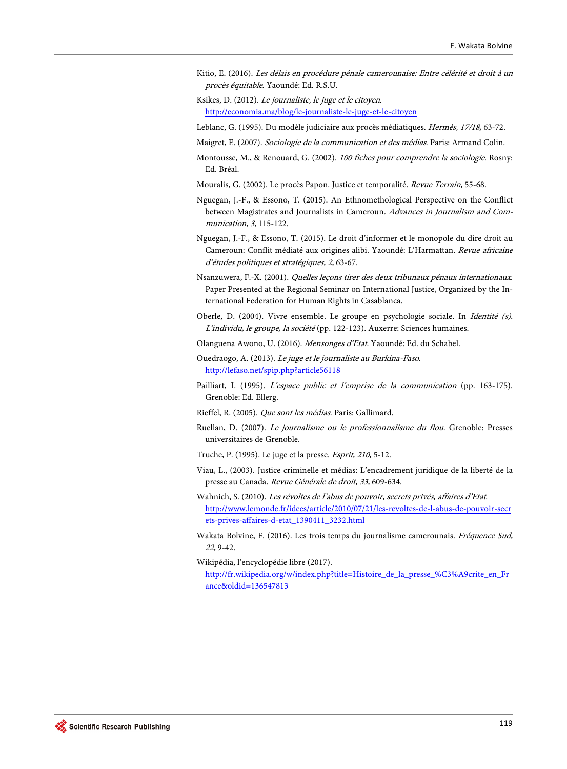Kitio, E. (2016). *Les délais en procédure pénale camerounaise: Entre célérité et droit à un procès équitable*. Yaoundé: Ed. R.S.U.

Ksikes, D. (2012). *Le journaliste, le juge et le citoyen*. http://economia.ma/blog/le-journaliste-le-juge-et-le-citoyen

Leblanc, G. (1995). Du modèle judiciaire aux procès médiatiques. *Hermès, 17/18,* 63-72.

Maigret, E. (2007). *Sociologie de la communication et des médias*. Paris: Armand Colin.

Montousse, M., & Renouard, G. (2002). *100 fiches pour comprendre la sociologie*. Rosny: Ed. Bréal.

Mouralis, G. (2002). Le procès Papon. Justice et temporalité. *Revue Terrain,* 55-68.

Nguegan, J.-F., & Essono, T. (2015). An Ethnomethological Perspective on the Conflict between Magistrates and Journalists in Cameroun. *Advances in Journalism and Communication, 3,* 115-122.

Nguegan, J.-F., & Essono, T. (2015). Le droit d'informer et le monopole du dire droit au Cameroun: Conflit médiaté aux origines alibi. Yaoundé: L'Harmattan. *Revue africaine d'études politiques et stratégiques, 2,* 63-67.

Nsanzuwera, F.-X. (2001). *Quelles leçons tirer des deux tribunaux pénaux internationaux*. Paper Presented at the Regional Seminar on International Justice, Organized by the International Federation for Human Rights in Casablanca.

Oberle, D. (2004). Vivre ensemble. Le groupe en psychologie sociale. In *Identité (s). L'individu, le groupe, la société* (pp. 122-123). Auxerre: Sciences humaines.

Olanguena Awono, U. (2016). *Mensonges d'Etat*. Yaoundé: Ed. du Schabel.

Ouedraogo, A. (2013). *Le juge et le journaliste au Burkina-Faso*. http://lefaso.net/spip.php?article56118

Pailliart, I. (1995). *L'espace public et l'emprise de la communication* (pp. 163-175). Grenoble: Ed. Ellerg.

Rieffel, R. (2005). *Que sont les médias*. Paris: Gallimard.

Ruellan, D. (2007). *Le journalisme ou le professionnalisme du flou*. Grenoble: Presses universitaires de Grenoble.

Truche, P. (1995). Le juge et la presse. *Esprit, 210,* 5-12.

Viau, L., (2003). Justice criminelle et médias: L'encadrement juridique de la liberté de la presse au Canada. *Revue Générale de droit, 33,* 609-634.

Wahnich, S. (2010). *Les révoltes de l'abus de pouvoir, secrets privés, affaires d'Etat*. http://www.lemonde.fr/idees/article/2010/07/21/les-revoltes-de-l-abus-de-pouvoir-secrets-prives-affaires-d-etat_1390411_3232.html

Wakata Bolvine, F. (2016). Les trois temps du journalisme camerounais. *Fréquence Sud, 22,* 9-42.

Wikipédia, l'encyclopédie libre (2017). http://fr.wikipedia.org/w/index.php?title=Histoire_de_la_presse_%C3%A9crite_en_France&oldid=136547813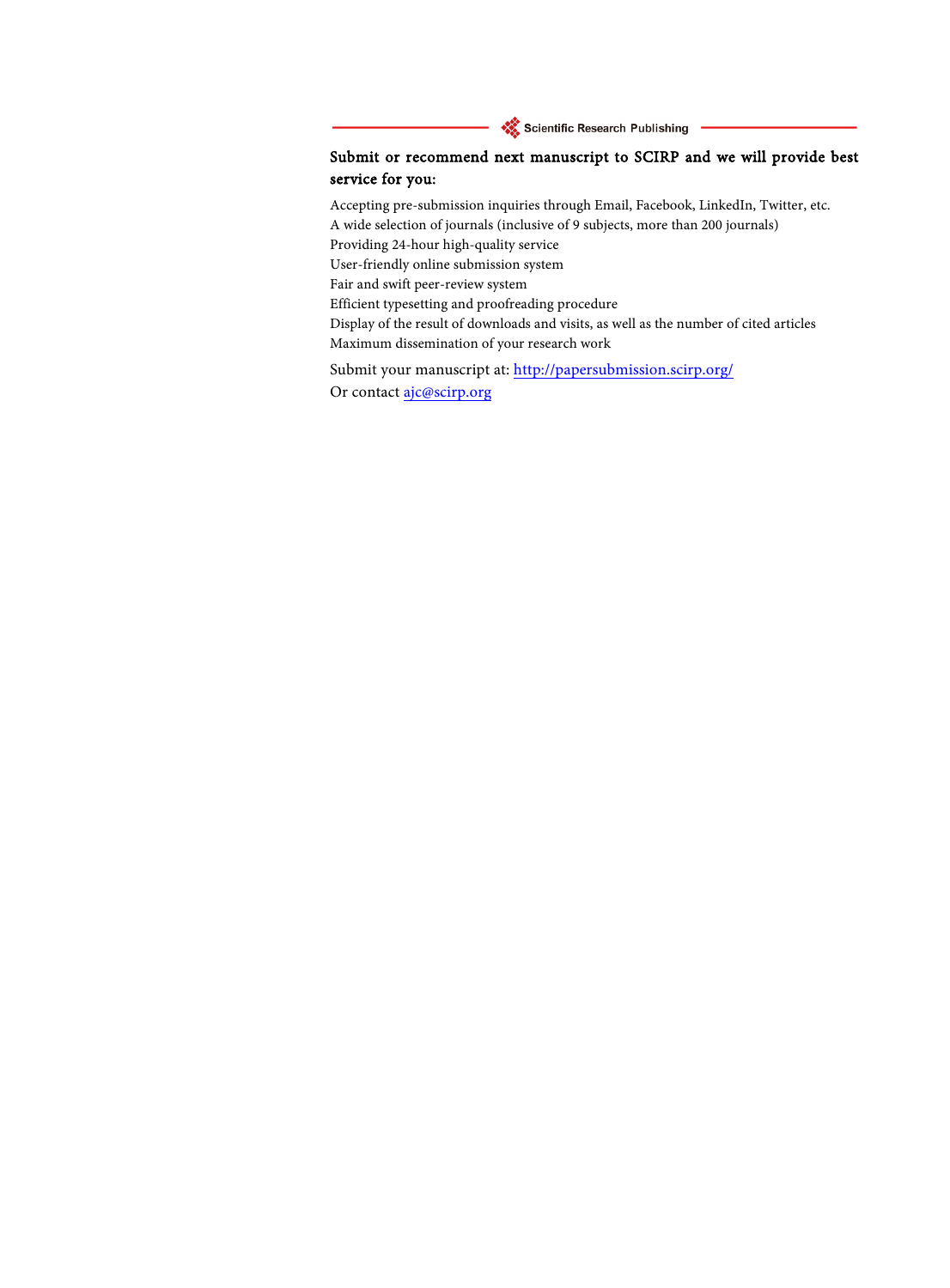Scientific Research Publishing

**Submit or recommend next manuscript to SCIRP and we will provide best service for you:**

Accepting pre-submission inquiries through Email, Facebook, LinkedIn, Twitter, etc.
A wide selection of journals (inclusive of 9 subjects, more than 200 journals)
Providing 24-hour high-quality service
User-friendly online submission system
Fair and swift peer-review system
Efficient typesetting and proofreading procedure
Display of the result of downloads and visits, as well as the number of cited articles
Maximum dissemination of your research work

Submit your manuscript at: http://papersubmission.scirp.org/
Or contact ajc@scirp.org